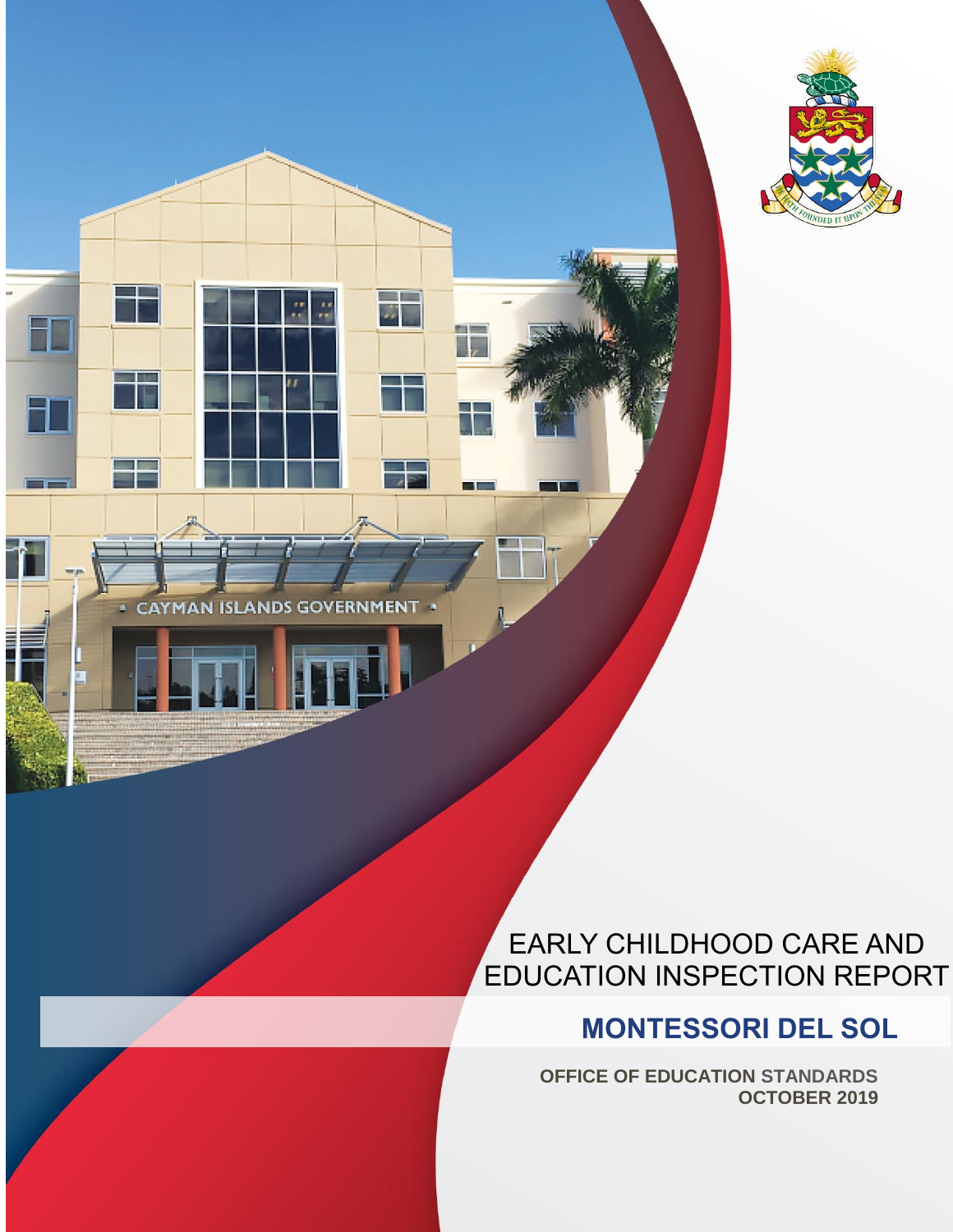# EARLY CHILDHOOD CARE AND EDUCATION INSPECTION REPORT

## MONTESSORI DEL SOL

**OFFICE OF EDUCATION STANDARDS**
**OCTOBER 2019**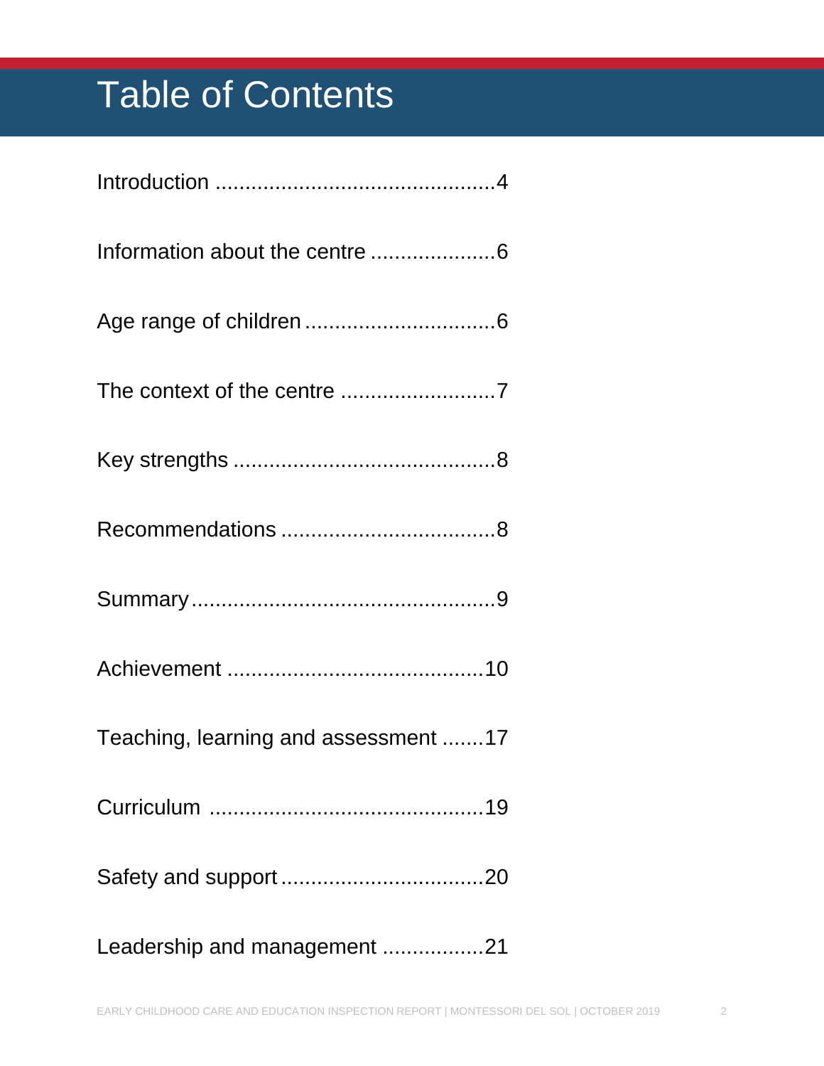# Table of Contents

Introduction ..............................................4

Information about the centre .....................6

Age range of children ................................6

The context of the centre ..........................7

Key strengths ............................................8

Recommendations ....................................8

Summary ...................................................9

Achievement ...........................................10

Teaching, learning and assessment .......17

Curriculum .............................................19

Safety and support ..................................20

Leadership and management .................21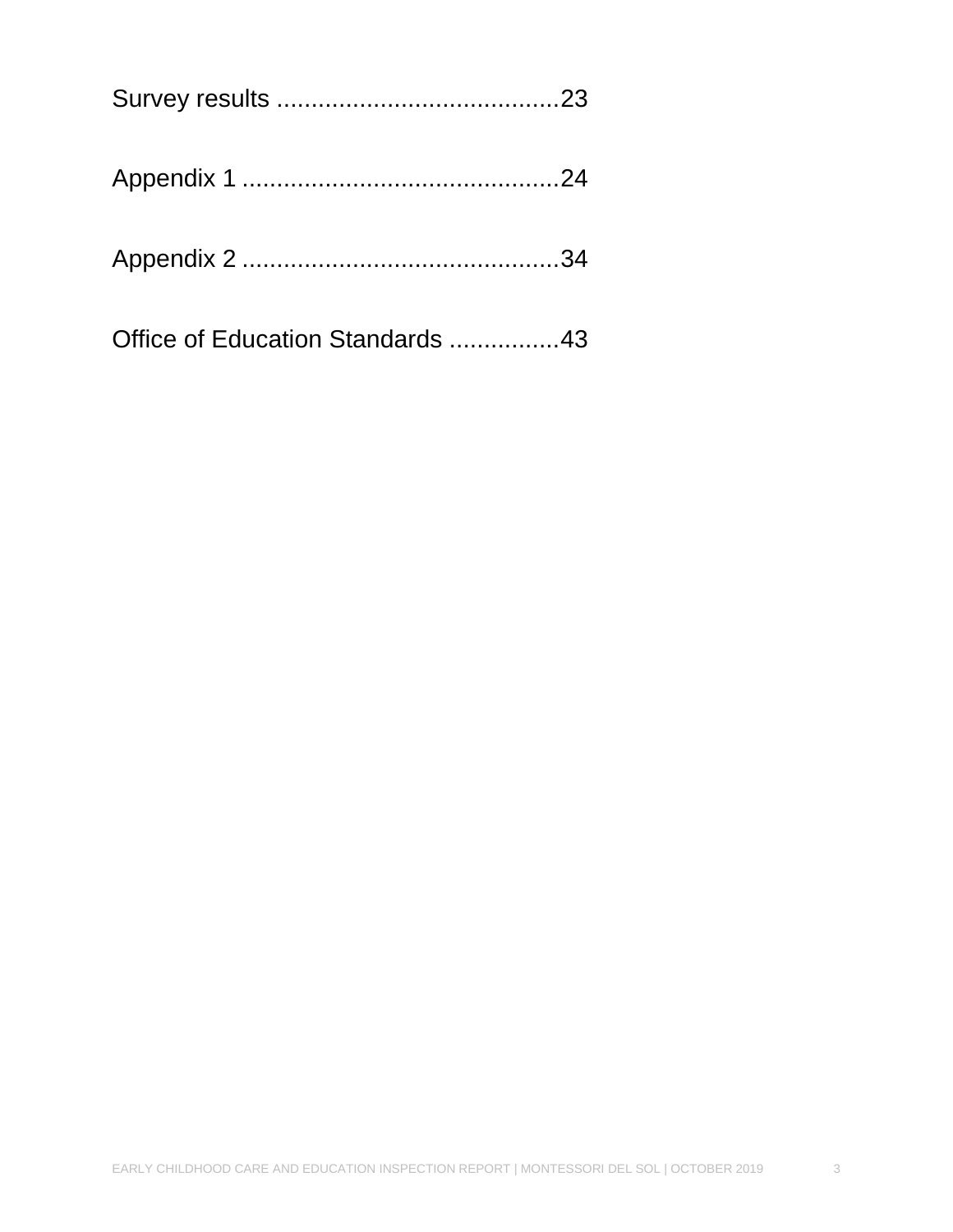Survey results .........................................23

Appendix 1 .............................................24

Appendix 2 .............................................34

Office of Education Standards ................43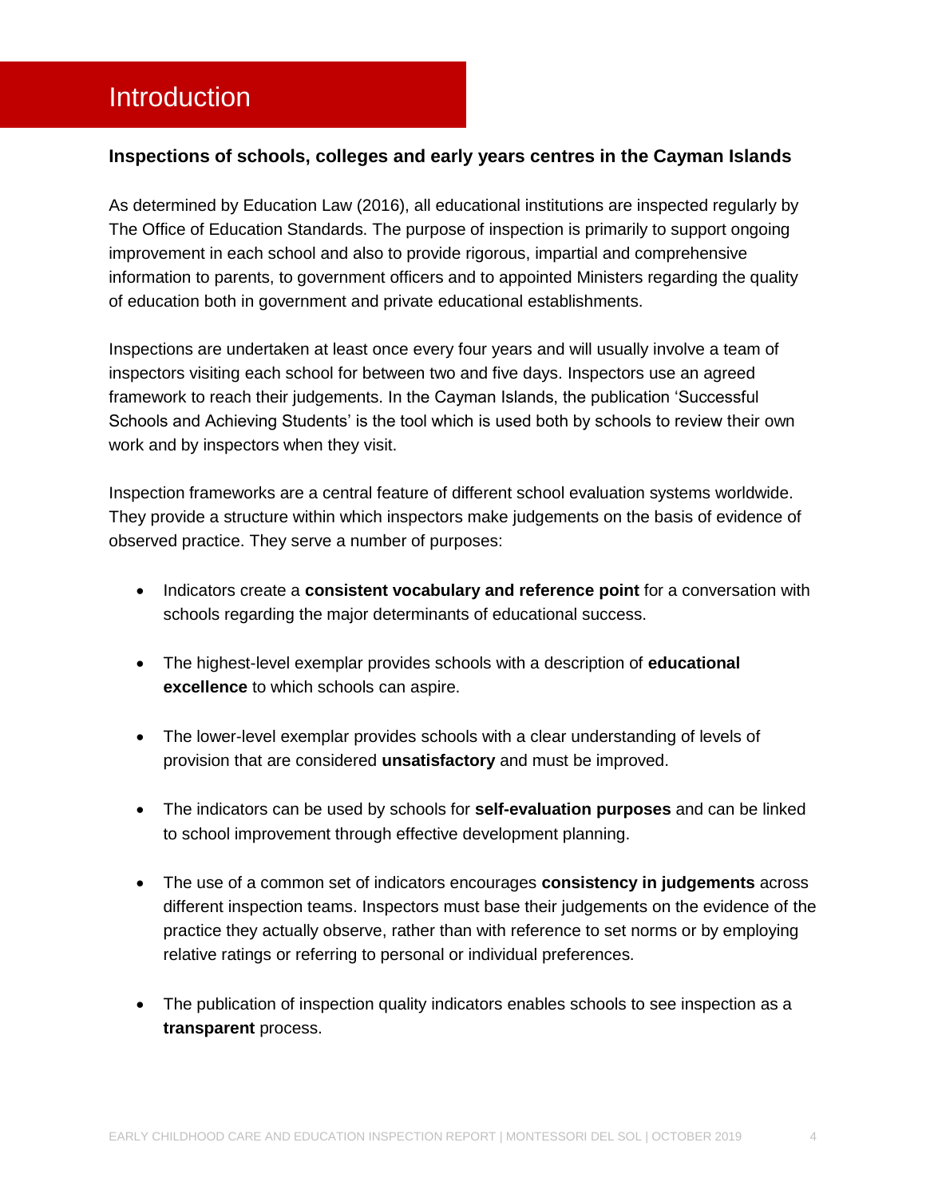# Introduction

### Inspections of schools, colleges and early years centres in the Cayman Islands

As determined by Education Law (2016), all educational institutions are inspected regularly by The Office of Education Standards. The purpose of inspection is primarily to support ongoing improvement in each school and also to provide rigorous, impartial and comprehensive information to parents, to government officers and to appointed Ministers regarding the quality of education both in government and private educational establishments.

Inspections are undertaken at least once every four years and will usually involve a team of inspectors visiting each school for between two and five days. Inspectors use an agreed framework to reach their judgements. In the Cayman Islands, the publication 'Successful Schools and Achieving Students' is the tool which is used both by schools to review their own work and by inspectors when they visit.

Inspection frameworks are a central feature of different school evaluation systems worldwide. They provide a structure within which inspectors make judgements on the basis of evidence of observed practice. They serve a number of purposes:

- Indicators create a **consistent vocabulary and reference point** for a conversation with schools regarding the major determinants of educational success.
- The highest-level exemplar provides schools with a description of **educational excellence** to which schools can aspire.
- The lower-level exemplar provides schools with a clear understanding of levels of provision that are considered **unsatisfactory** and must be improved.
- The indicators can be used by schools for **self-evaluation purposes** and can be linked to school improvement through effective development planning.
- The use of a common set of indicators encourages **consistency in judgements** across different inspection teams. Inspectors must base their judgements on the evidence of the practice they actually observe, rather than with reference to set norms or by employing relative ratings or referring to personal or individual preferences.
- The publication of inspection quality indicators enables schools to see inspection as a **transparent** process.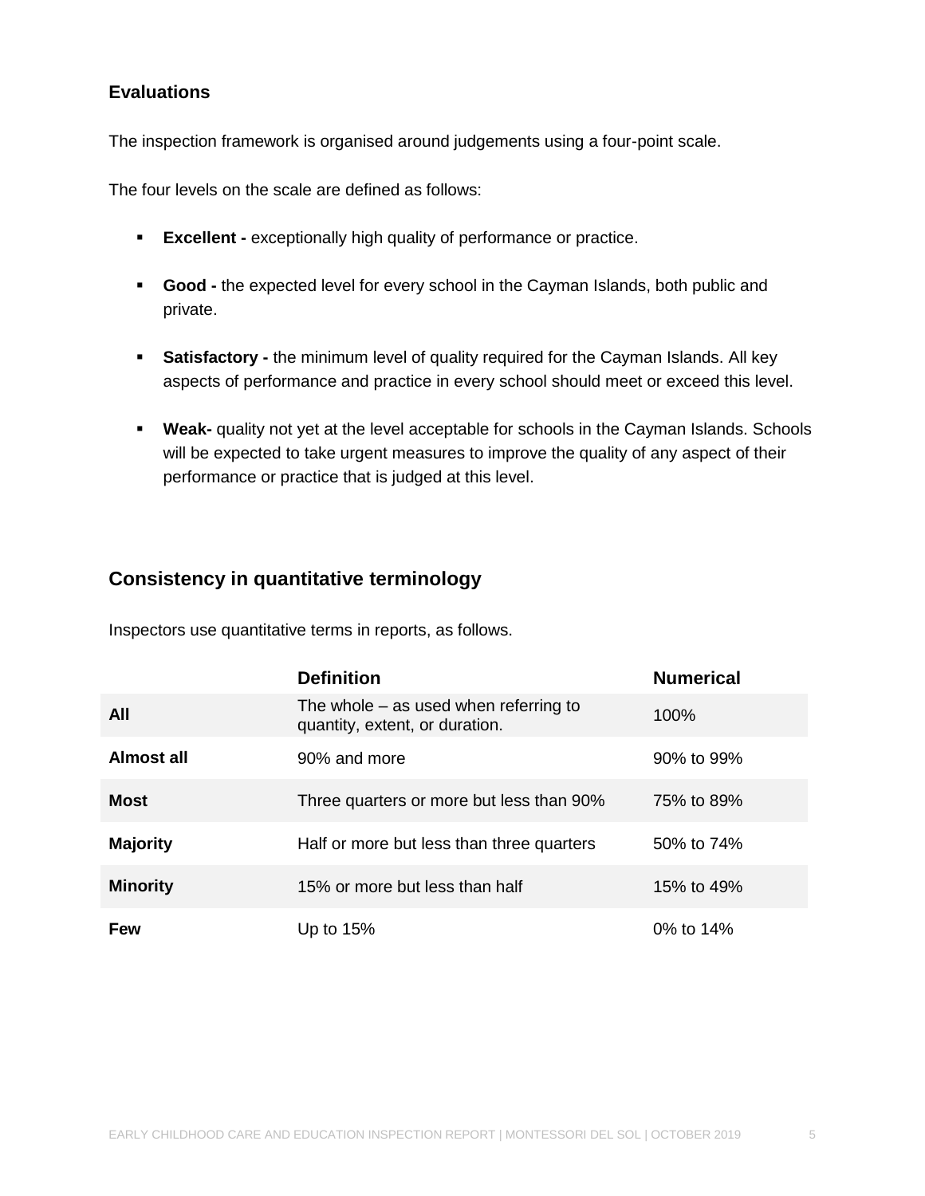### Evaluations

The inspection framework is organised around judgements using a four-point scale.

The four levels on the scale are defined as follows:

- **Excellent -** exceptionally high quality of performance or practice.
- **Good -** the expected level for every school in the Cayman Islands, both public and private.
- **Satisfactory -** the minimum level of quality required for the Cayman Islands. All key aspects of performance and practice in every school should meet or exceed this level.
- **Weak-** quality not yet at the level acceptable for schools in the Cayman Islands. Schools will be expected to take urgent measures to improve the quality of any aspect of their performance or practice that is judged at this level.

## Consistency in quantitative terminology

Inspectors use quantitative terms in reports, as follows.

| | Definition | Numerical |
|---|---|---|
| **All** | The whole – as used when referring to quantity, extent, or duration. | 100% |
| **Almost all** | 90% and more | 90% to 99% |
| **Most** | Three quarters or more but less than 90% | 75% to 89% |
| **Majority** | Half or more but less than three quarters | 50% to 74% |
| **Minority** | 15% or more but less than half | 15% to 49% |
| **Few** | Up to 15% | 0% to 14% |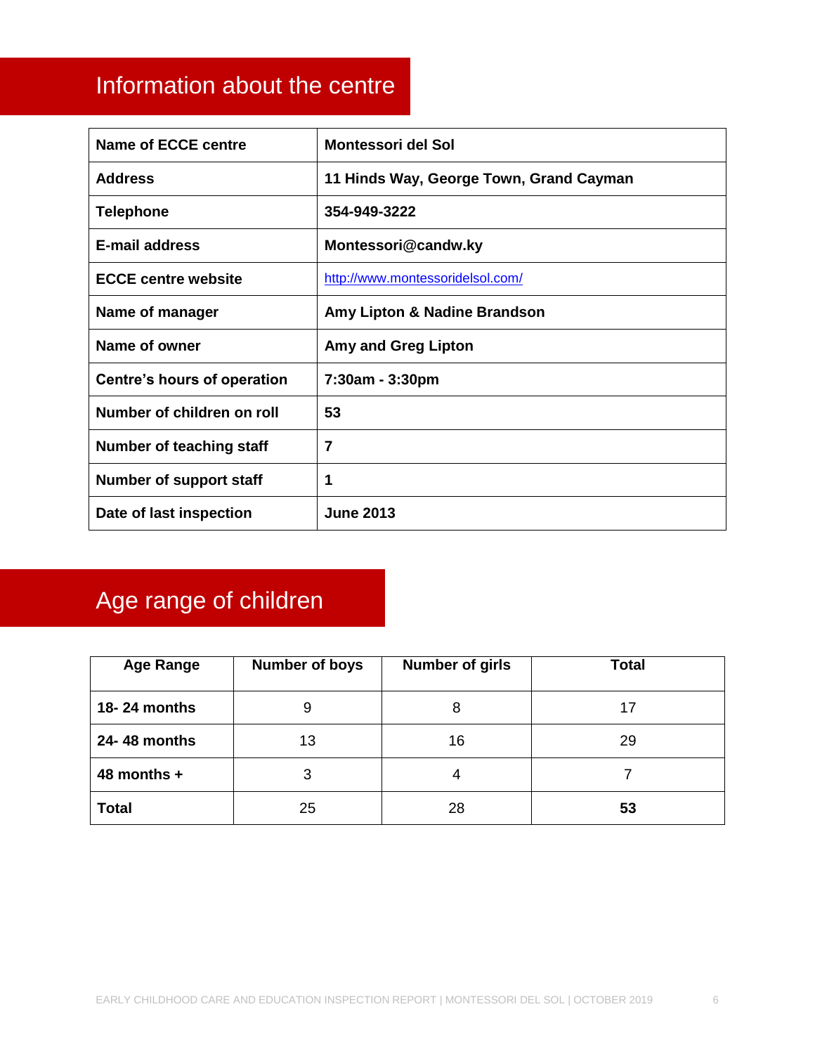## Information about the centre

| | |
|---|---|
| **Name of ECCE centre** | **Montessori del Sol** |
| **Address** | **11 Hinds Way, George Town, Grand Cayman** |
| **Telephone** | **354-949-3222** |
| **E-mail address** | **Montessori@candw.ky** |
| **ECCE centre website** | http://www.montessoridelsol.com/ |
| **Name of manager** | **Amy Lipton & Nadine Brandson** |
| **Name of owner** | **Amy and Greg Lipton** |
| **Centre's hours of operation** | **7:30am - 3:30pm** |
| **Number of children on roll** | **53** |
| **Number of teaching staff** | **7** |
| **Number of support staff** | **1** |
| **Date of last inspection** | **June 2013** |

## Age range of children

| Age Range | Number of boys | Number of girls | Total |
|---|---|---|---|
| **18- 24 months** | 9 | 8 | 17 |
| **24- 48 months** | 13 | 16 | 29 |
| **48 months +** | 3 | 4 | 7 |
| **Total** | 25 | 28 | **53** |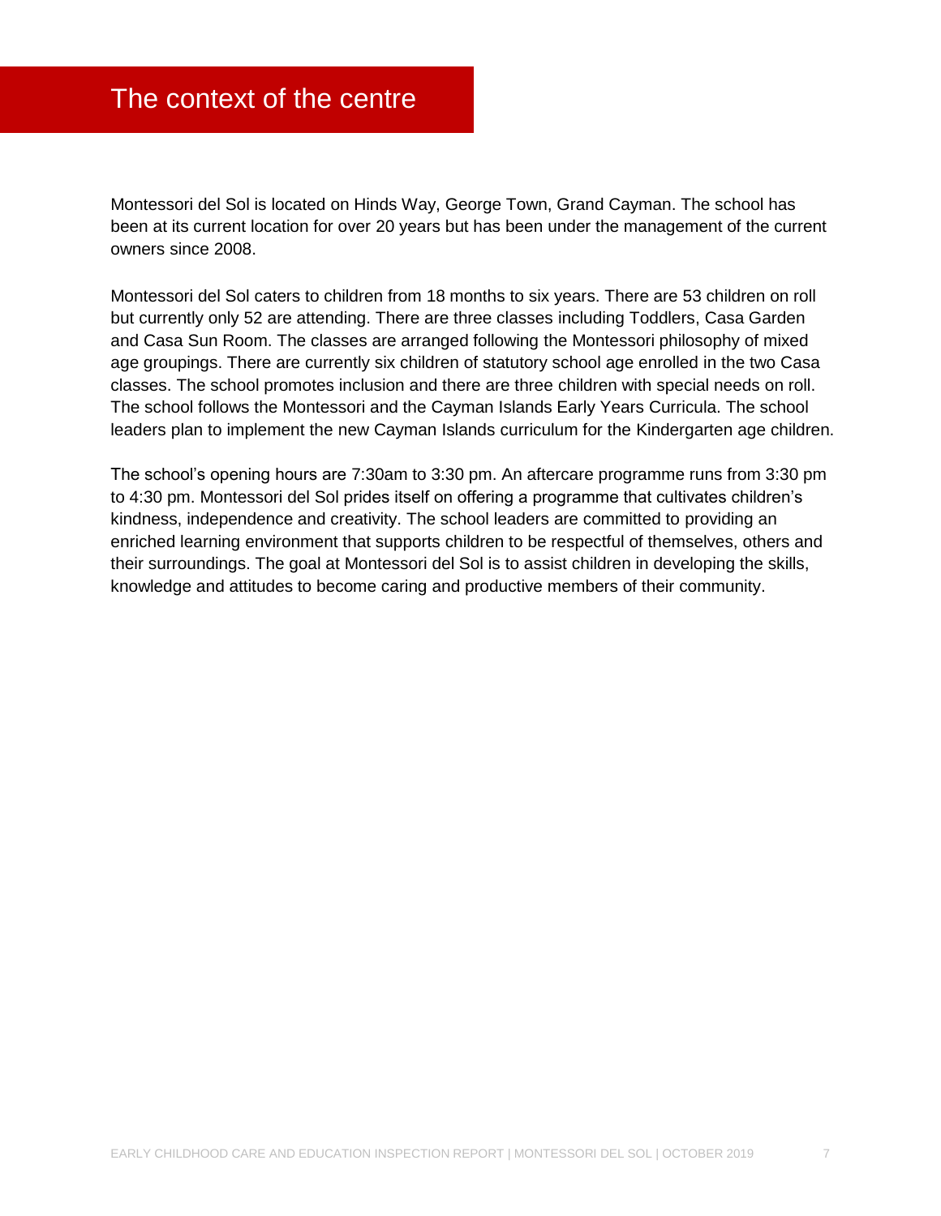# The context of the centre

Montessori del Sol is located on Hinds Way, George Town, Grand Cayman. The school has been at its current location for over 20 years but has been under the management of the current owners since 2008.

Montessori del Sol caters to children from 18 months to six years. There are 53 children on roll but currently only 52 are attending. There are three classes including Toddlers, Casa Garden and Casa Sun Room. The classes are arranged following the Montessori philosophy of mixed age groupings. There are currently six children of statutory school age enrolled in the two Casa classes. The school promotes inclusion and there are three children with special needs on roll. The school follows the Montessori and the Cayman Islands Early Years Curricula. The school leaders plan to implement the new Cayman Islands curriculum for the Kindergarten age children.

The school's opening hours are 7:30am to 3:30 pm. An aftercare programme runs from 3:30 pm to 4:30 pm. Montessori del Sol prides itself on offering a programme that cultivates children's kindness, independence and creativity. The school leaders are committed to providing an enriched learning environment that supports children to be respectful of themselves, others and their surroundings. The goal at Montessori del Sol is to assist children in developing the skills, knowledge and attitudes to become caring and productive members of their community.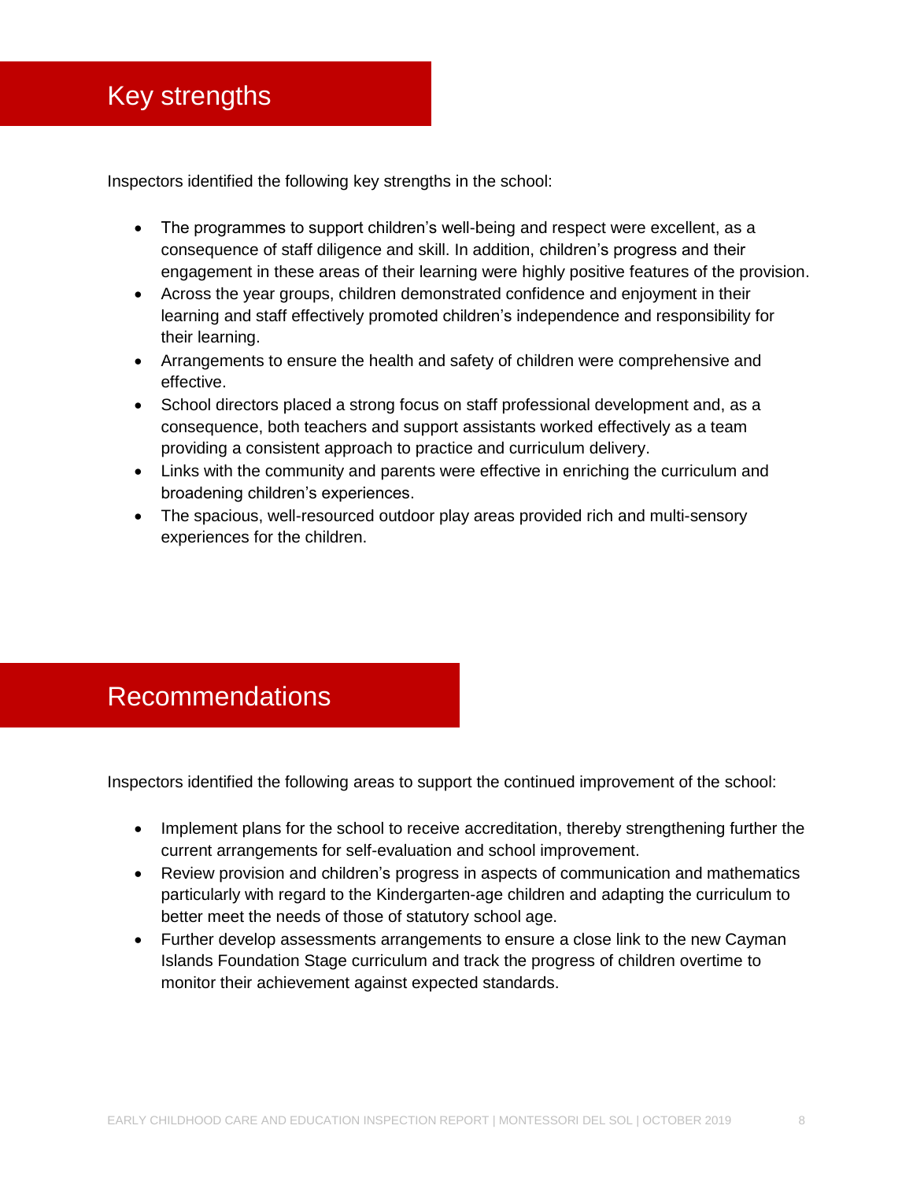## Key strengths

Inspectors identified the following key strengths in the school:

- The programmes to support children's well-being and respect were excellent, as a consequence of staff diligence and skill. In addition, children's progress and their engagement in these areas of their learning were highly positive features of the provision.
- Across the year groups, children demonstrated confidence and enjoyment in their learning and staff effectively promoted children's independence and responsibility for their learning.
- Arrangements to ensure the health and safety of children were comprehensive and effective.
- School directors placed a strong focus on staff professional development and, as a consequence, both teachers and support assistants worked effectively as a team providing a consistent approach to practice and curriculum delivery.
- Links with the community and parents were effective in enriching the curriculum and broadening children's experiences.
- The spacious, well-resourced outdoor play areas provided rich and multi-sensory experiences for the children.

## Recommendations

Inspectors identified the following areas to support the continued improvement of the school:

- Implement plans for the school to receive accreditation, thereby strengthening further the current arrangements for self-evaluation and school improvement.
- Review provision and children's progress in aspects of communication and mathematics particularly with regard to the Kindergarten-age children and adapting the curriculum to better meet the needs of those of statutory school age.
- Further develop assessments arrangements to ensure a close link to the new Cayman Islands Foundation Stage curriculum and track the progress of children overtime to monitor their achievement against expected standards.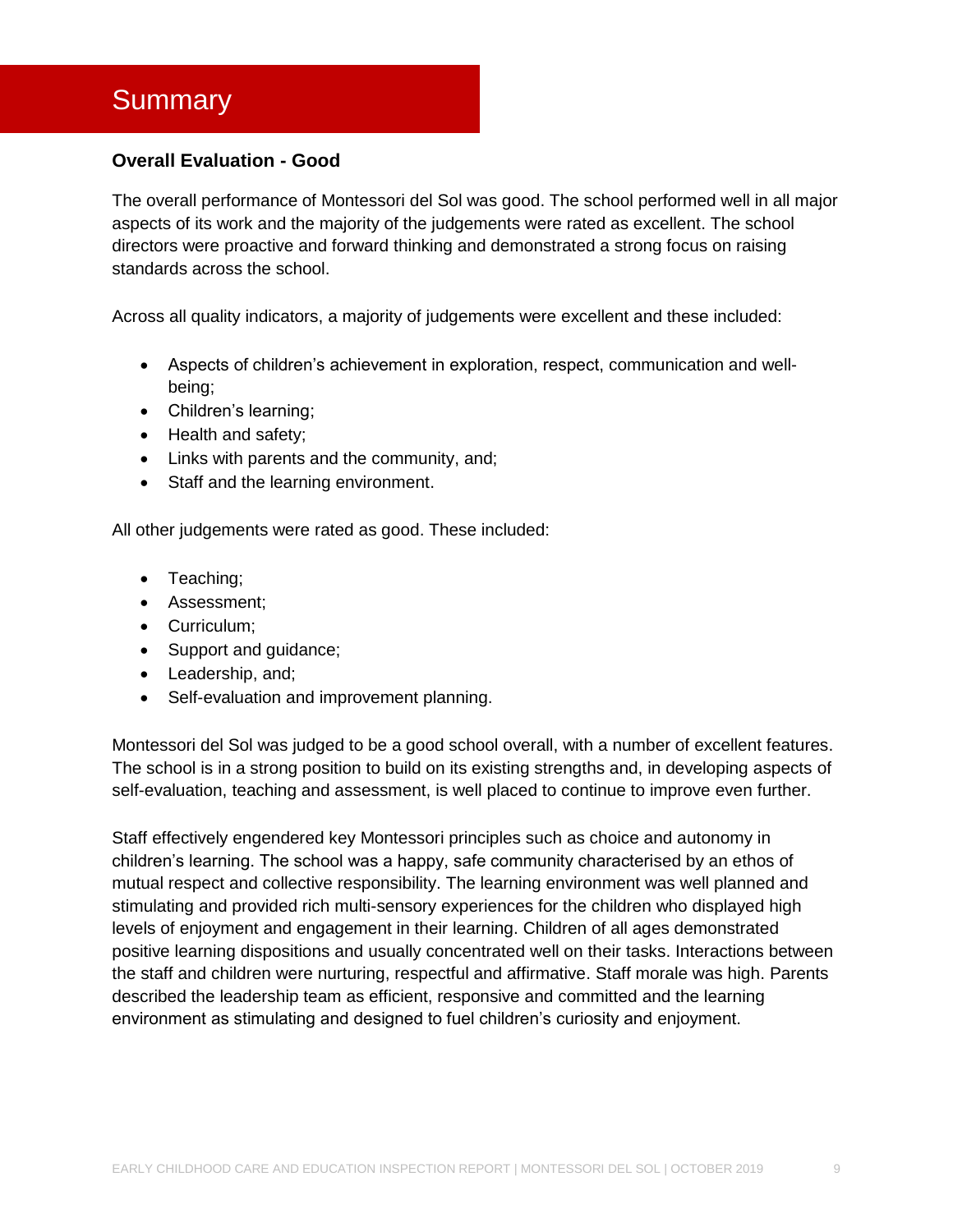# Summary

## Overall Evaluation - Good

The overall performance of Montessori del Sol was good. The school performed well in all major aspects of its work and the majority of the judgements were rated as excellent. The school directors were proactive and forward thinking and demonstrated a strong focus on raising standards across the school.

Across all quality indicators, a majority of judgements were excellent and these included:

- Aspects of children's achievement in exploration, respect, communication and well-being;
- Children's learning;
- Health and safety;
- Links with parents and the community, and;
- Staff and the learning environment.

All other judgements were rated as good. These included:

- Teaching;
- Assessment;
- Curriculum;
- Support and guidance;
- Leadership, and;
- Self-evaluation and improvement planning.

Montessori del Sol was judged to be a good school overall, with a number of excellent features. The school is in a strong position to build on its existing strengths and, in developing aspects of self-evaluation, teaching and assessment, is well placed to continue to improve even further.

Staff effectively engendered key Montessori principles such as choice and autonomy in children's learning. The school was a happy, safe community characterised by an ethos of mutual respect and collective responsibility. The learning environment was well planned and stimulating and provided rich multi-sensory experiences for the children who displayed high levels of enjoyment and engagement in their learning. Children of all ages demonstrated positive learning dispositions and usually concentrated well on their tasks. Interactions between the staff and children were nurturing, respectful and affirmative. Staff morale was high. Parents described the leadership team as efficient, responsive and committed and the learning environment as stimulating and designed to fuel children's curiosity and enjoyment.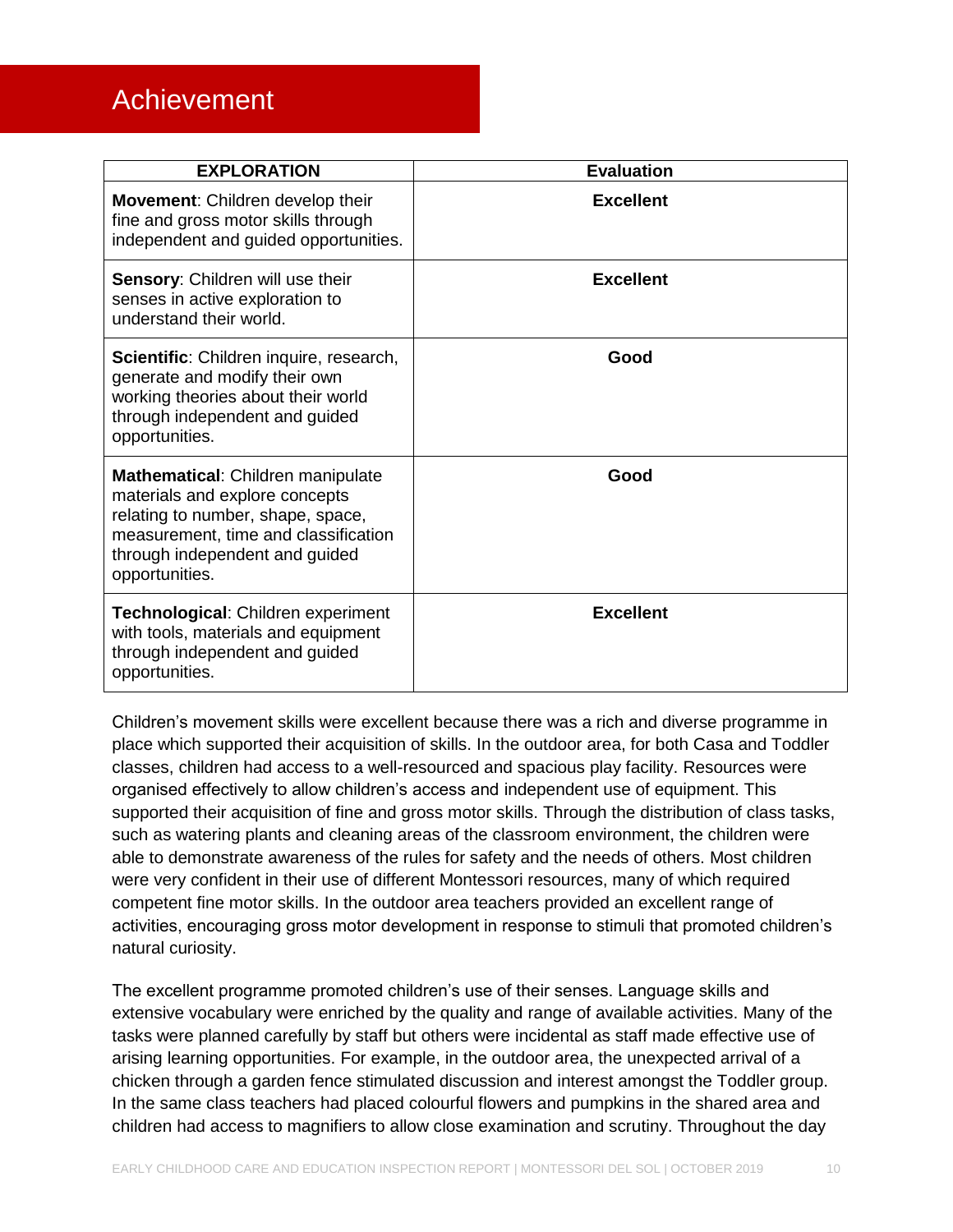# Achievement

| EXPLORATION | Evaluation |
|---|---|
| **Movement**: Children develop their fine and gross motor skills through independent and guided opportunities. | **Excellent** |
| **Sensory**: Children will use their senses in active exploration to understand their world. | **Excellent** |
| **Scientific**: Children inquire, research, generate and modify their own working theories about their world through independent and guided opportunities. | **Good** |
| **Mathematical**: Children manipulate materials and explore concepts relating to number, shape, space, measurement, time and classification through independent and guided opportunities. | **Good** |
| **Technological**: Children experiment with tools, materials and equipment through independent and guided opportunities. | **Excellent** |

Children's movement skills were excellent because there was a rich and diverse programme in place which supported their acquisition of skills. In the outdoor area, for both Casa and Toddler classes, children had access to a well-resourced and spacious play facility. Resources were organised effectively to allow children's access and independent use of equipment. This supported their acquisition of fine and gross motor skills. Through the distribution of class tasks, such as watering plants and cleaning areas of the classroom environment, the children were able to demonstrate awareness of the rules for safety and the needs of others. Most children were very confident in their use of different Montessori resources, many of which required competent fine motor skills. In the outdoor area teachers provided an excellent range of activities, encouraging gross motor development in response to stimuli that promoted children's natural curiosity.

The excellent programme promoted children's use of their senses. Language skills and extensive vocabulary were enriched by the quality and range of available activities. Many of the tasks were planned carefully by staff but others were incidental as staff made effective use of arising learning opportunities. For example, in the outdoor area, the unexpected arrival of a chicken through a garden fence stimulated discussion and interest amongst the Toddler group. In the same class teachers had placed colourful flowers and pumpkins in the shared area and children had access to magnifiers to allow close examination and scrutiny. Throughout the day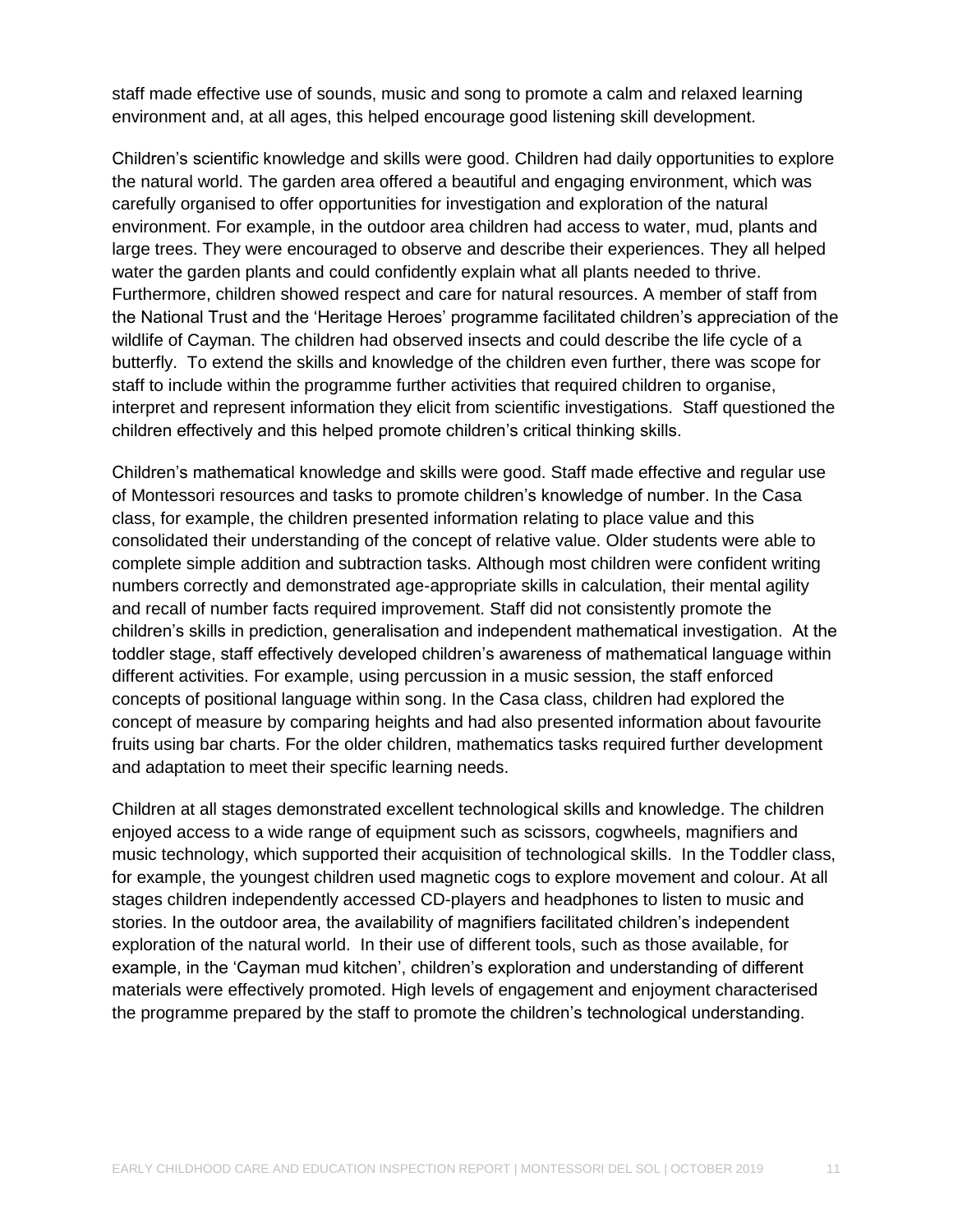staff made effective use of sounds, music and song to promote a calm and relaxed learning environment and, at all ages, this helped encourage good listening skill development.

Children's scientific knowledge and skills were good. Children had daily opportunities to explore the natural world. The garden area offered a beautiful and engaging environment, which was carefully organised to offer opportunities for investigation and exploration of the natural environment. For example, in the outdoor area children had access to water, mud, plants and large trees. They were encouraged to observe and describe their experiences. They all helped water the garden plants and could confidently explain what all plants needed to thrive. Furthermore, children showed respect and care for natural resources. A member of staff from the National Trust and the 'Heritage Heroes' programme facilitated children's appreciation of the wildlife of Cayman. The children had observed insects and could describe the life cycle of a butterfly. To extend the skills and knowledge of the children even further, there was scope for staff to include within the programme further activities that required children to organise, interpret and represent information they elicit from scientific investigations. Staff questioned the children effectively and this helped promote children's critical thinking skills.

Children's mathematical knowledge and skills were good. Staff made effective and regular use of Montessori resources and tasks to promote children's knowledge of number. In the Casa class, for example, the children presented information relating to place value and this consolidated their understanding of the concept of relative value. Older students were able to complete simple addition and subtraction tasks. Although most children were confident writing numbers correctly and demonstrated age-appropriate skills in calculation, their mental agility and recall of number facts required improvement. Staff did not consistently promote the children's skills in prediction, generalisation and independent mathematical investigation. At the toddler stage, staff effectively developed children's awareness of mathematical language within different activities. For example, using percussion in a music session, the staff enforced concepts of positional language within song. In the Casa class, children had explored the concept of measure by comparing heights and had also presented information about favourite fruits using bar charts. For the older children, mathematics tasks required further development and adaptation to meet their specific learning needs.

Children at all stages demonstrated excellent technological skills and knowledge. The children enjoyed access to a wide range of equipment such as scissors, cogwheels, magnifiers and music technology, which supported their acquisition of technological skills. In the Toddler class, for example, the youngest children used magnetic cogs to explore movement and colour. At all stages children independently accessed CD-players and headphones to listen to music and stories. In the outdoor area, the availability of magnifiers facilitated children's independent exploration of the natural world. In their use of different tools, such as those available, for example, in the 'Cayman mud kitchen', children's exploration and understanding of different materials were effectively promoted. High levels of engagement and enjoyment characterised the programme prepared by the staff to promote the children's technological understanding.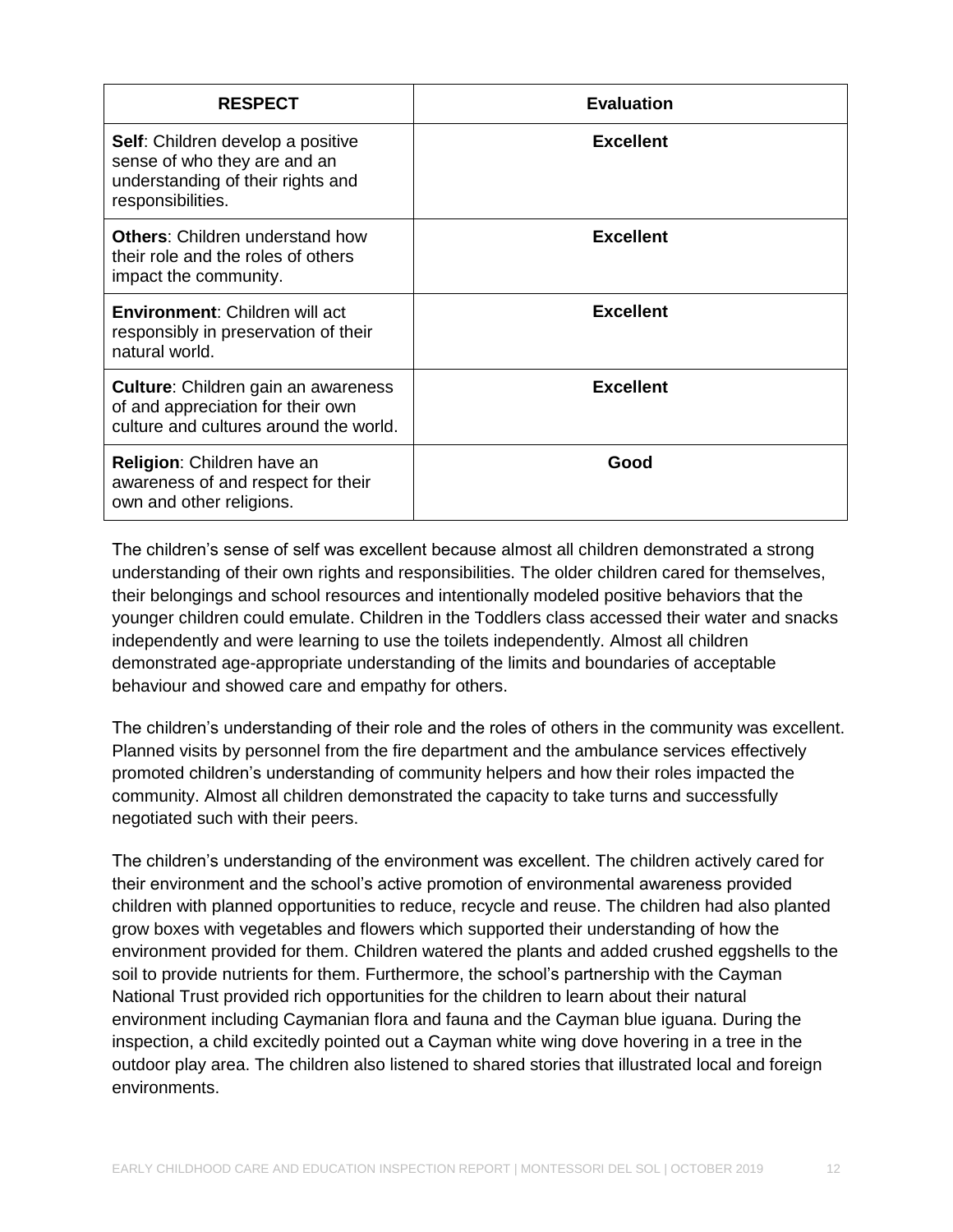| RESPECT | Evaluation |
|---|---|
| **Self**: Children develop a positive sense of who they are and an understanding of their rights and responsibilities. | **Excellent** |
| **Others**: Children understand how their role and the roles of others impact the community. | **Excellent** |
| **Environment**: Children will act responsibly in preservation of their natural world. | **Excellent** |
| **Culture**: Children gain an awareness of and appreciation for their own culture and cultures around the world. | **Excellent** |
| **Religion**: Children have an awareness of and respect for their own and other religions. | **Good** |

The children's sense of self was excellent because almost all children demonstrated a strong understanding of their own rights and responsibilities. The older children cared for themselves, their belongings and school resources and intentionally modeled positive behaviors that the younger children could emulate. Children in the Toddlers class accessed their water and snacks independently and were learning to use the toilets independently. Almost all children demonstrated age-appropriate understanding of the limits and boundaries of acceptable behaviour and showed care and empathy for others.

The children's understanding of their role and the roles of others in the community was excellent. Planned visits by personnel from the fire department and the ambulance services effectively promoted children's understanding of community helpers and how their roles impacted the community. Almost all children demonstrated the capacity to take turns and successfully negotiated such with their peers.

The children's understanding of the environment was excellent. The children actively cared for their environment and the school's active promotion of environmental awareness provided children with planned opportunities to reduce, recycle and reuse. The children had also planted grow boxes with vegetables and flowers which supported their understanding of how the environment provided for them. Children watered the plants and added crushed eggshells to the soil to provide nutrients for them. Furthermore, the school's partnership with the Cayman National Trust provided rich opportunities for the children to learn about their natural environment including Caymanian flora and fauna and the Cayman blue iguana. During the inspection, a child excitedly pointed out a Cayman white wing dove hovering in a tree in the outdoor play area. The children also listened to shared stories that illustrated local and foreign environments.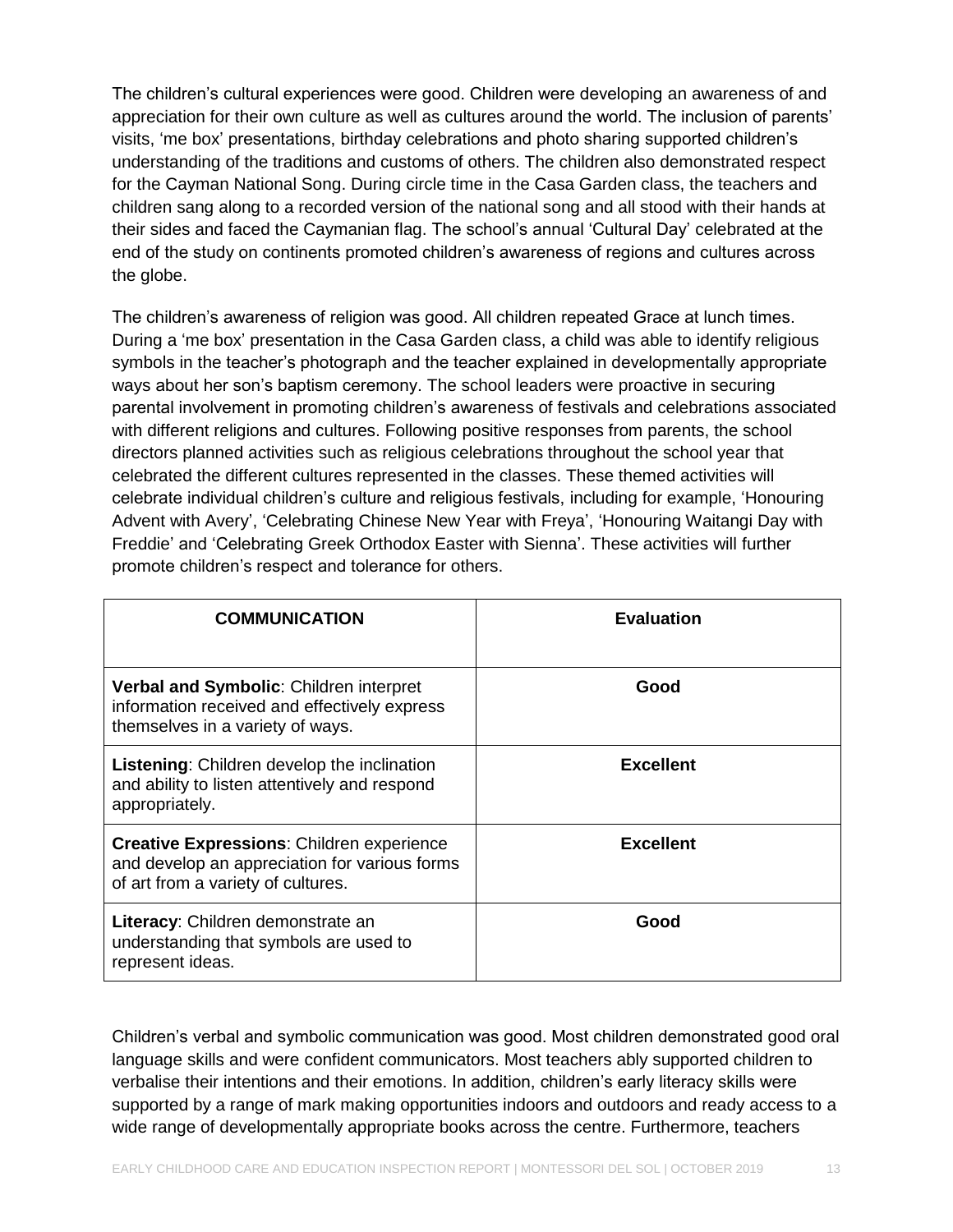The children's cultural experiences were good. Children were developing an awareness of and appreciation for their own culture as well as cultures around the world. The inclusion of parents' visits, 'me box' presentations, birthday celebrations and photo sharing supported children's understanding of the traditions and customs of others. The children also demonstrated respect for the Cayman National Song. During circle time in the Casa Garden class, the teachers and children sang along to a recorded version of the national song and all stood with their hands at their sides and faced the Caymanian flag. The school's annual 'Cultural Day' celebrated at the end of the study on continents promoted children's awareness of regions and cultures across the globe.

The children's awareness of religion was good. All children repeated Grace at lunch times. During a 'me box' presentation in the Casa Garden class, a child was able to identify religious symbols in the teacher's photograph and the teacher explained in developmentally appropriate ways about her son's baptism ceremony. The school leaders were proactive in securing parental involvement in promoting children's awareness of festivals and celebrations associated with different religions and cultures. Following positive responses from parents, the school directors planned activities such as religious celebrations throughout the school year that celebrated the different cultures represented in the classes. These themed activities will celebrate individual children's culture and religious festivals, including for example, 'Honouring Advent with Avery', 'Celebrating Chinese New Year with Freya', 'Honouring Waitangi Day with Freddie' and 'Celebrating Greek Orthodox Easter with Sienna'. These activities will further promote children's respect and tolerance for others.

| **COMMUNICATION** | **Evaluation** |
|---|---|
| **Verbal and Symbolic**: Children interpret information received and effectively express themselves in a variety of ways. | **Good** |
| **Listening**: Children develop the inclination and ability to listen attentively and respond appropriately. | **Excellent** |
| **Creative Expressions**: Children experience and develop an appreciation for various forms of art from a variety of cultures. | **Excellent** |
| **Literacy**: Children demonstrate an understanding that symbols are used to represent ideas. | **Good** |

Children's verbal and symbolic communication was good. Most children demonstrated good oral language skills and were confident communicators. Most teachers ably supported children to verbalise their intentions and their emotions. In addition, children's early literacy skills were supported by a range of mark making opportunities indoors and outdoors and ready access to a wide range of developmentally appropriate books across the centre. Furthermore, teachers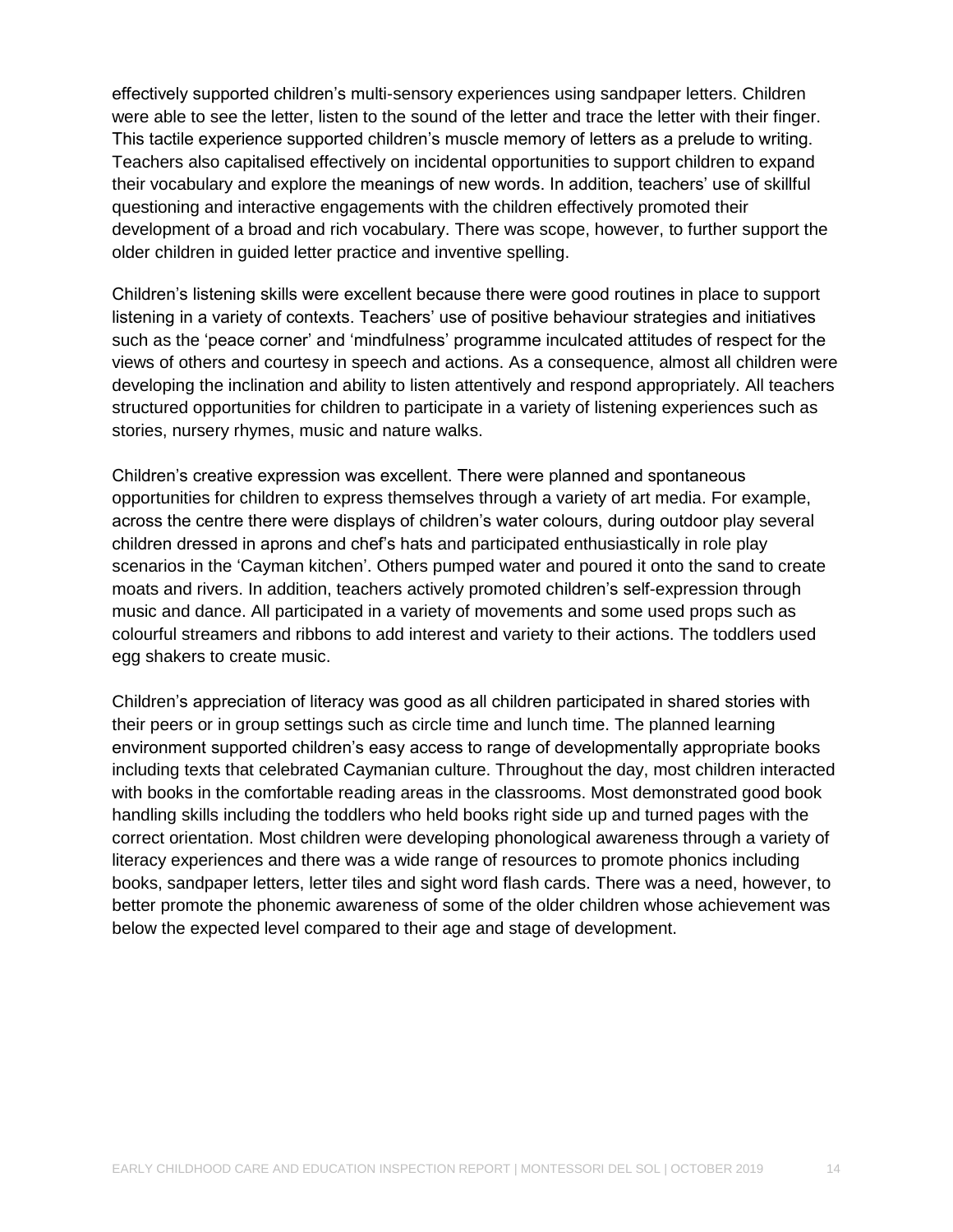effectively supported children's multi-sensory experiences using sandpaper letters. Children were able to see the letter, listen to the sound of the letter and trace the letter with their finger. This tactile experience supported children's muscle memory of letters as a prelude to writing. Teachers also capitalised effectively on incidental opportunities to support children to expand their vocabulary and explore the meanings of new words. In addition, teachers' use of skillful questioning and interactive engagements with the children effectively promoted their development of a broad and rich vocabulary. There was scope, however, to further support the older children in guided letter practice and inventive spelling.

Children's listening skills were excellent because there were good routines in place to support listening in a variety of contexts. Teachers' use of positive behaviour strategies and initiatives such as the 'peace corner' and 'mindfulness' programme inculcated attitudes of respect for the views of others and courtesy in speech and actions. As a consequence, almost all children were developing the inclination and ability to listen attentively and respond appropriately. All teachers structured opportunities for children to participate in a variety of listening experiences such as stories, nursery rhymes, music and nature walks.

Children's creative expression was excellent. There were planned and spontaneous opportunities for children to express themselves through a variety of art media. For example, across the centre there were displays of children's water colours, during outdoor play several children dressed in aprons and chef's hats and participated enthusiastically in role play scenarios in the 'Cayman kitchen'. Others pumped water and poured it onto the sand to create moats and rivers. In addition, teachers actively promoted children's self-expression through music and dance. All participated in a variety of movements and some used props such as colourful streamers and ribbons to add interest and variety to their actions. The toddlers used egg shakers to create music.

Children's appreciation of literacy was good as all children participated in shared stories with their peers or in group settings such as circle time and lunch time. The planned learning environment supported children's easy access to range of developmentally appropriate books including texts that celebrated Caymanian culture. Throughout the day, most children interacted with books in the comfortable reading areas in the classrooms. Most demonstrated good book handling skills including the toddlers who held books right side up and turned pages with the correct orientation. Most children were developing phonological awareness through a variety of literacy experiences and there was a wide range of resources to promote phonics including books, sandpaper letters, letter tiles and sight word flash cards. There was a need, however, to better promote the phonemic awareness of some of the older children whose achievement was below the expected level compared to their age and stage of development.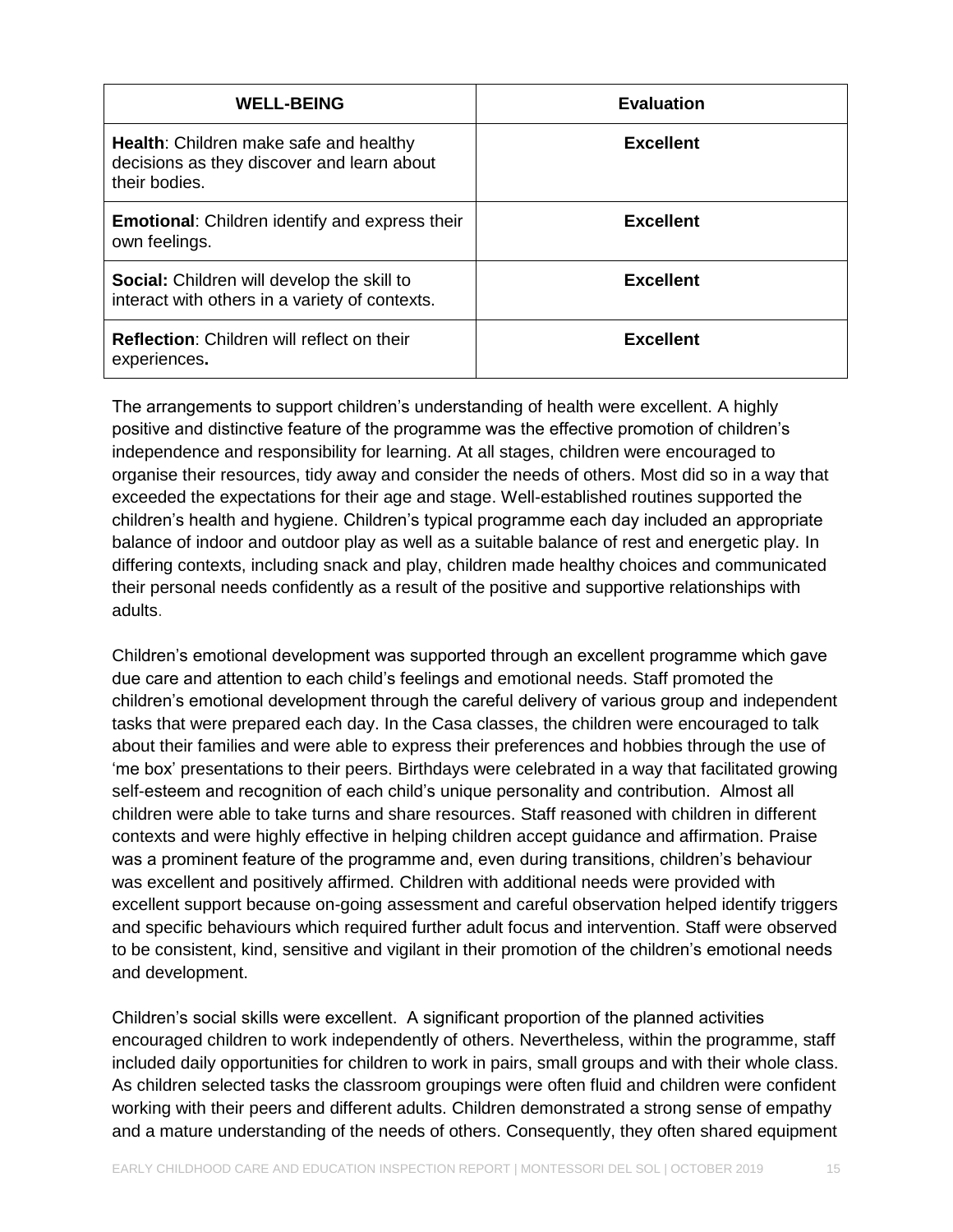| WELL-BEING | Evaluation |
|---|---|
| **Health**: Children make safe and healthy decisions as they discover and learn about their bodies. | **Excellent** |
| **Emotional**: Children identify and express their own feelings. | **Excellent** |
| **Social:** Children will develop the skill to interact with others in a variety of contexts. | **Excellent** |
| **Reflection**: Children will reflect on their experiences**.** | **Excellent** |

The arrangements to support children's understanding of health were excellent. A highly positive and distinctive feature of the programme was the effective promotion of children's independence and responsibility for learning. At all stages, children were encouraged to organise their resources, tidy away and consider the needs of others. Most did so in a way that exceeded the expectations for their age and stage. Well-established routines supported the children's health and hygiene. Children's typical programme each day included an appropriate balance of indoor and outdoor play as well as a suitable balance of rest and energetic play. In differing contexts, including snack and play, children made healthy choices and communicated their personal needs confidently as a result of the positive and supportive relationships with adults.

Children's emotional development was supported through an excellent programme which gave due care and attention to each child's feelings and emotional needs. Staff promoted the children's emotional development through the careful delivery of various group and independent tasks that were prepared each day. In the Casa classes, the children were encouraged to talk about their families and were able to express their preferences and hobbies through the use of 'me box' presentations to their peers. Birthdays were celebrated in a way that facilitated growing self-esteem and recognition of each child's unique personality and contribution. Almost all children were able to take turns and share resources. Staff reasoned with children in different contexts and were highly effective in helping children accept guidance and affirmation. Praise was a prominent feature of the programme and, even during transitions, children's behaviour was excellent and positively affirmed. Children with additional needs were provided with excellent support because on-going assessment and careful observation helped identify triggers and specific behaviours which required further adult focus and intervention. Staff were observed to be consistent, kind, sensitive and vigilant in their promotion of the children's emotional needs and development.

Children's social skills were excellent. A significant proportion of the planned activities encouraged children to work independently of others. Nevertheless, within the programme, staff included daily opportunities for children to work in pairs, small groups and with their whole class. As children selected tasks the classroom groupings were often fluid and children were confident working with their peers and different adults. Children demonstrated a strong sense of empathy and a mature understanding of the needs of others. Consequently, they often shared equipment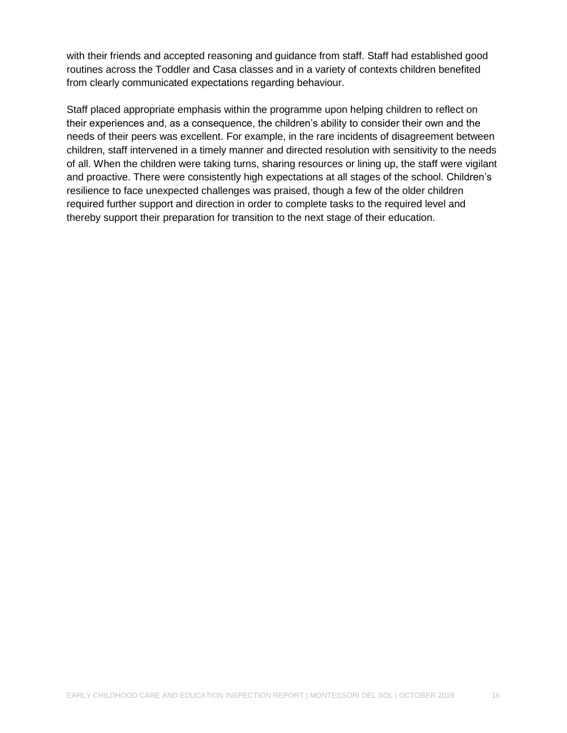with their friends and accepted reasoning and guidance from staff. Staff had established good routines across the Toddler and Casa classes and in a variety of contexts children benefited from clearly communicated expectations regarding behaviour.

Staff placed appropriate emphasis within the programme upon helping children to reflect on their experiences and, as a consequence, the children's ability to consider their own and the needs of their peers was excellent. For example, in the rare incidents of disagreement between children, staff intervened in a timely manner and directed resolution with sensitivity to the needs of all. When the children were taking turns, sharing resources or lining up, the staff were vigilant and proactive. There were consistently high expectations at all stages of the school. Children's resilience to face unexpected challenges was praised, though a few of the older children required further support and direction in order to complete tasks to the required level and thereby support their preparation for transition to the next stage of their education.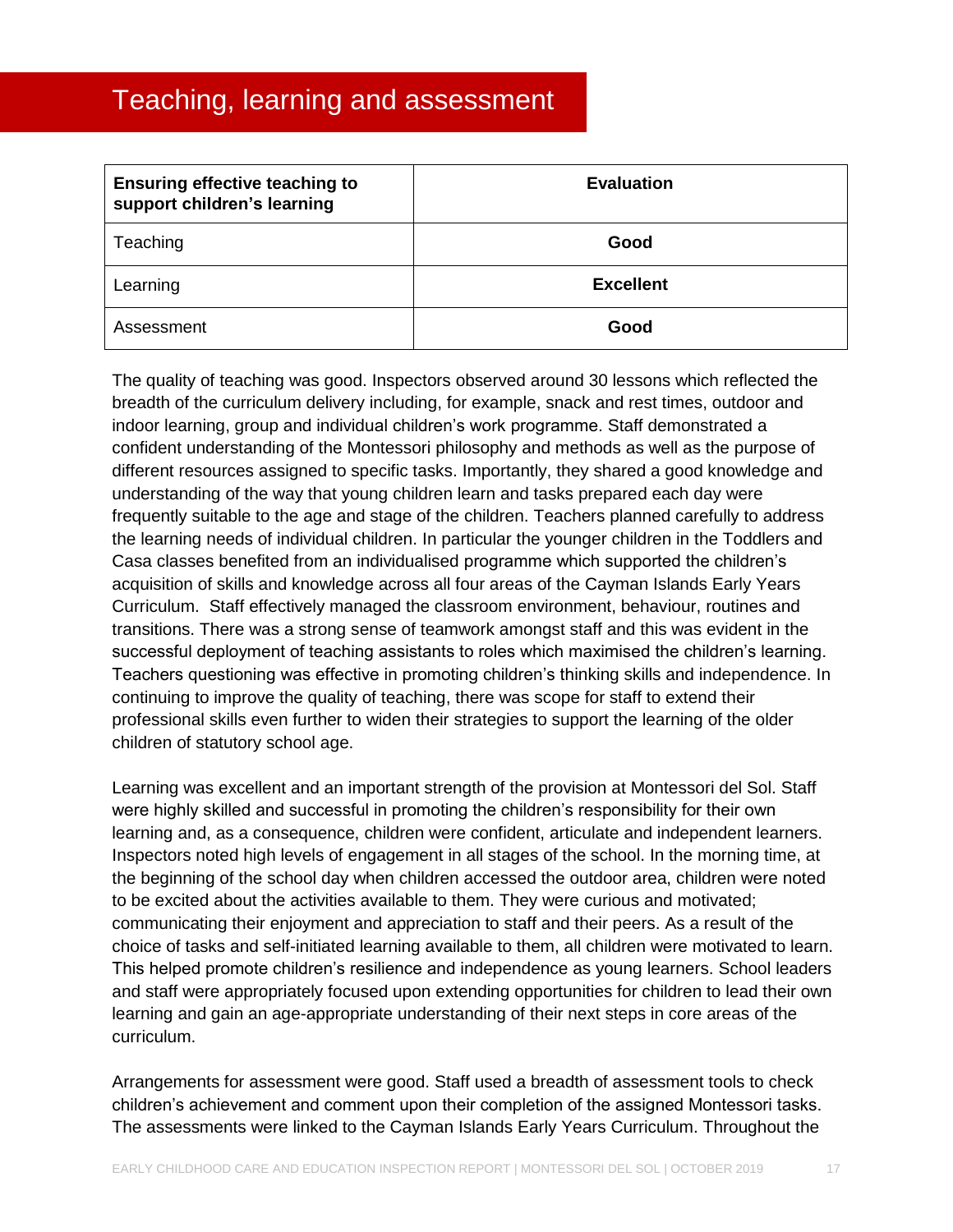# Teaching, learning and assessment

| Ensuring effective teaching to support children's learning | Evaluation |
|---|---|
| Teaching | **Good** |
| Learning | **Excellent** |
| Assessment | **Good** |

The quality of teaching was good. Inspectors observed around 30 lessons which reflected the breadth of the curriculum delivery including, for example, snack and rest times, outdoor and indoor learning, group and individual children's work programme. Staff demonstrated a confident understanding of the Montessori philosophy and methods as well as the purpose of different resources assigned to specific tasks. Importantly, they shared a good knowledge and understanding of the way that young children learn and tasks prepared each day were frequently suitable to the age and stage of the children. Teachers planned carefully to address the learning needs of individual children. In particular the younger children in the Toddlers and Casa classes benefited from an individualised programme which supported the children's acquisition of skills and knowledge across all four areas of the Cayman Islands Early Years Curriculum. Staff effectively managed the classroom environment, behaviour, routines and transitions. There was a strong sense of teamwork amongst staff and this was evident in the successful deployment of teaching assistants to roles which maximised the children's learning. Teachers questioning was effective in promoting children's thinking skills and independence. In continuing to improve the quality of teaching, there was scope for staff to extend their professional skills even further to widen their strategies to support the learning of the older children of statutory school age.

Learning was excellent and an important strength of the provision at Montessori del Sol. Staff were highly skilled and successful in promoting the children's responsibility for their own learning and, as a consequence, children were confident, articulate and independent learners. Inspectors noted high levels of engagement in all stages of the school. In the morning time, at the beginning of the school day when children accessed the outdoor area, children were noted to be excited about the activities available to them. They were curious and motivated; communicating their enjoyment and appreciation to staff and their peers. As a result of the choice of tasks and self-initiated learning available to them, all children were motivated to learn. This helped promote children's resilience and independence as young learners. School leaders and staff were appropriately focused upon extending opportunities for children to lead their own learning and gain an age-appropriate understanding of their next steps in core areas of the curriculum.

Arrangements for assessment were good. Staff used a breadth of assessment tools to check children's achievement and comment upon their completion of the assigned Montessori tasks. The assessments were linked to the Cayman Islands Early Years Curriculum. Throughout the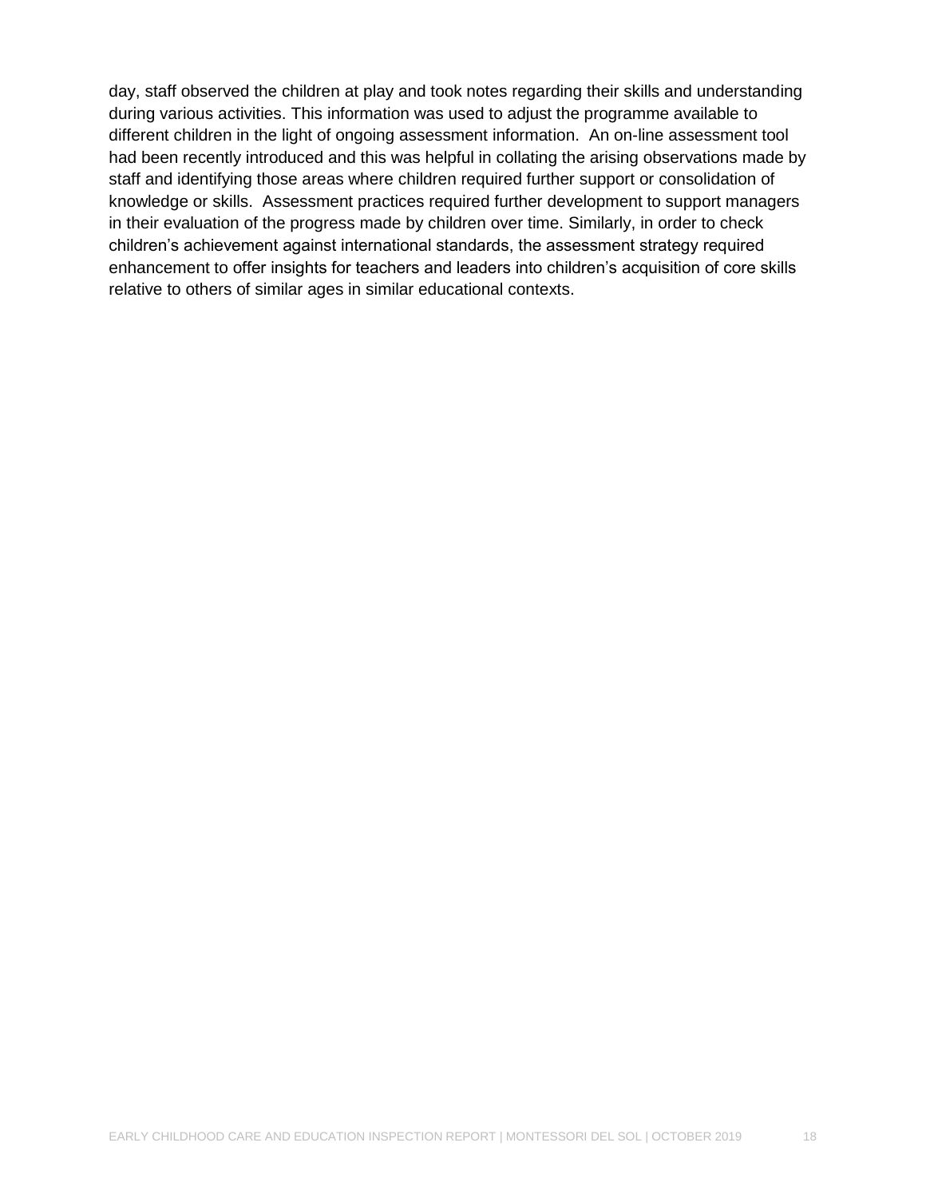day, staff observed the children at play and took notes regarding their skills and understanding during various activities. This information was used to adjust the programme available to different children in the light of ongoing assessment information. An on-line assessment tool had been recently introduced and this was helpful in collating the arising observations made by staff and identifying those areas where children required further support or consolidation of knowledge or skills. Assessment practices required further development to support managers in their evaluation of the progress made by children over time. Similarly, in order to check children's achievement against international standards, the assessment strategy required enhancement to offer insights for teachers and leaders into children's acquisition of core skills relative to others of similar ages in similar educational contexts.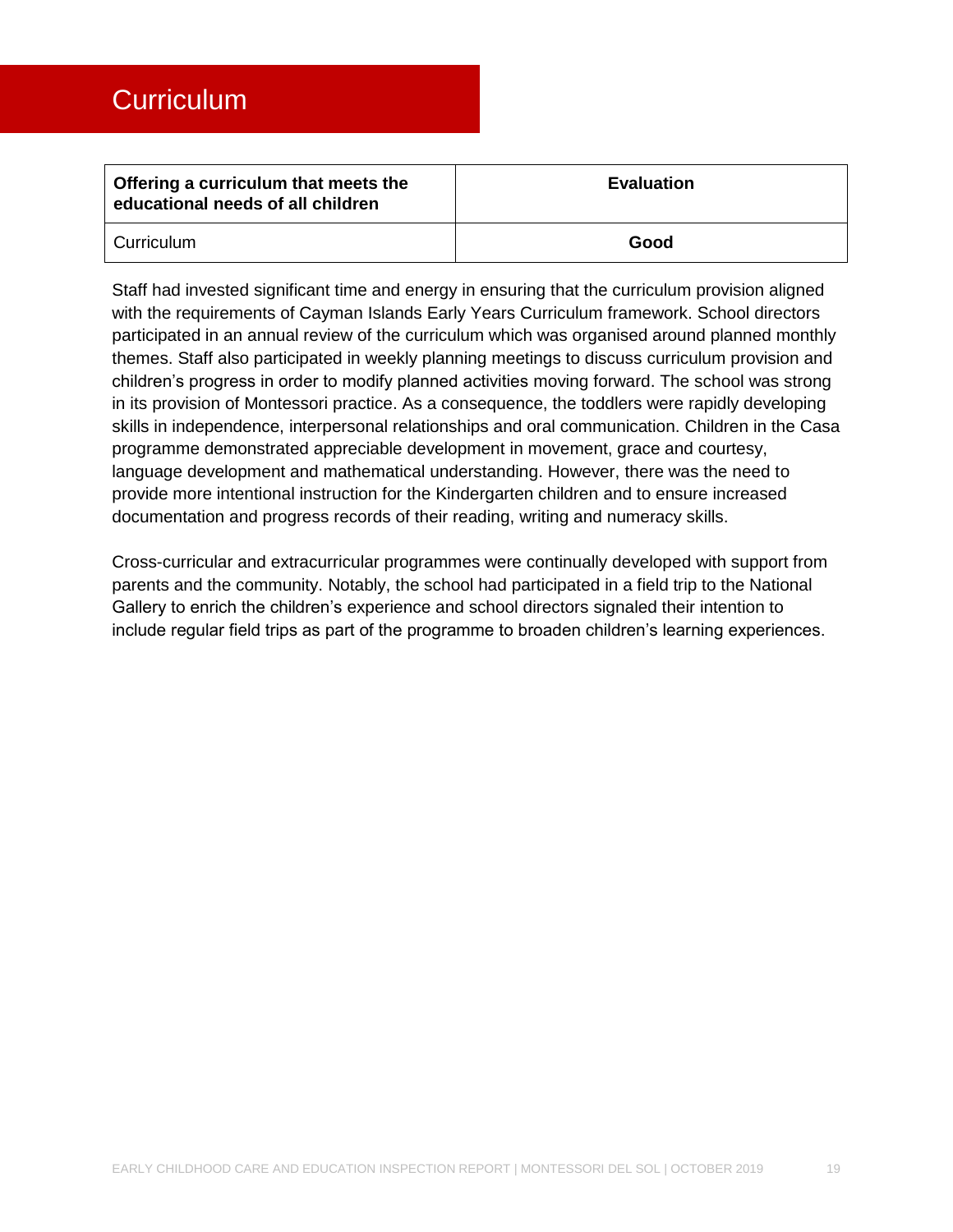# Curriculum

| **Offering a curriculum that meets the educational needs of all children** | **Evaluation** |
|---|---|
| Curriculum | **Good** |

Staff had invested significant time and energy in ensuring that the curriculum provision aligned with the requirements of Cayman Islands Early Years Curriculum framework. School directors participated in an annual review of the curriculum which was organised around planned monthly themes. Staff also participated in weekly planning meetings to discuss curriculum provision and children's progress in order to modify planned activities moving forward. The school was strong in its provision of Montessori practice. As a consequence, the toddlers were rapidly developing skills in independence, interpersonal relationships and oral communication. Children in the Casa programme demonstrated appreciable development in movement, grace and courtesy, language development and mathematical understanding. However, there was the need to provide more intentional instruction for the Kindergarten children and to ensure increased documentation and progress records of their reading, writing and numeracy skills.

Cross-curricular and extracurricular programmes were continually developed with support from parents and the community. Notably, the school had participated in a field trip to the National Gallery to enrich the children's experience and school directors signaled their intention to include regular field trips as part of the programme to broaden children's learning experiences.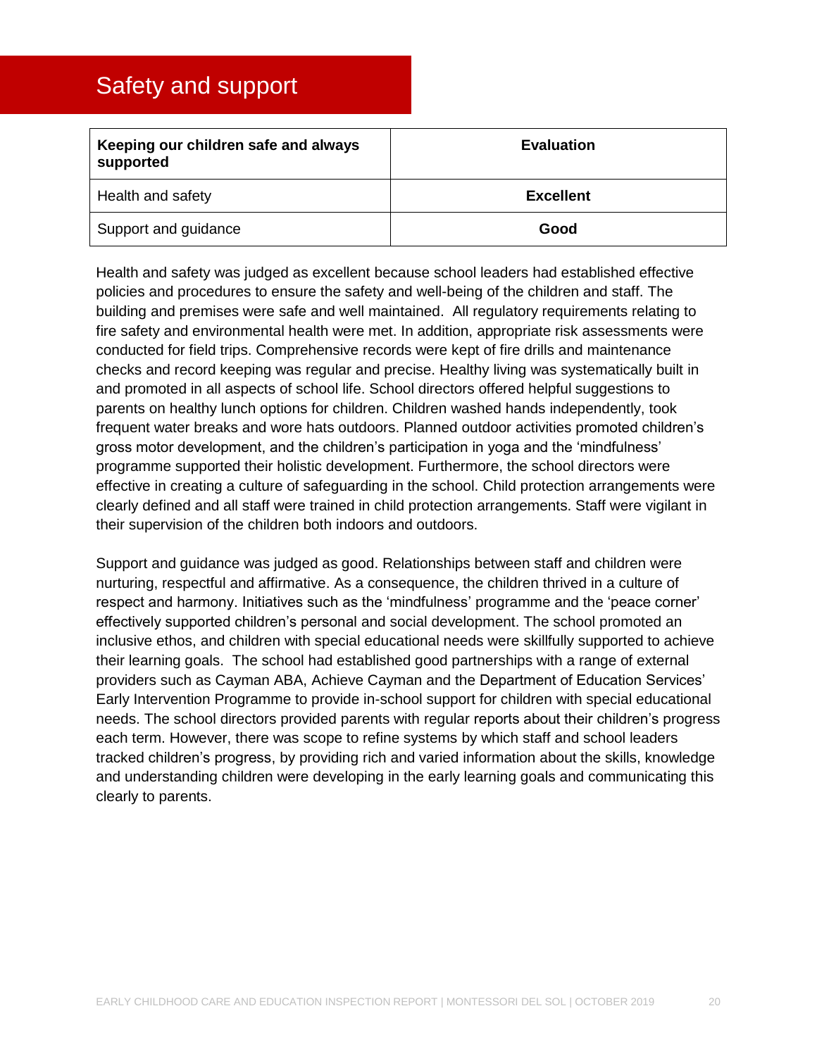# Safety and support

| **Keeping our children safe and always supported** | **Evaluation** |
|---|---|
| Health and safety | **Excellent** |
| Support and guidance | **Good** |

Health and safety was judged as excellent because school leaders had established effective policies and procedures to ensure the safety and well-being of the children and staff. The building and premises were safe and well maintained. All regulatory requirements relating to fire safety and environmental health were met. In addition, appropriate risk assessments were conducted for field trips. Comprehensive records were kept of fire drills and maintenance checks and record keeping was regular and precise. Healthy living was systematically built in and promoted in all aspects of school life. School directors offered helpful suggestions to parents on healthy lunch options for children. Children washed hands independently, took frequent water breaks and wore hats outdoors. Planned outdoor activities promoted children's gross motor development, and the children's participation in yoga and the 'mindfulness' programme supported their holistic development. Furthermore, the school directors were effective in creating a culture of safeguarding in the school. Child protection arrangements were clearly defined and all staff were trained in child protection arrangements. Staff were vigilant in their supervision of the children both indoors and outdoors.

Support and guidance was judged as good. Relationships between staff and children were nurturing, respectful and affirmative. As a consequence, the children thrived in a culture of respect and harmony. Initiatives such as the 'mindfulness' programme and the 'peace corner' effectively supported children's personal and social development. The school promoted an inclusive ethos, and children with special educational needs were skillfully supported to achieve their learning goals. The school had established good partnerships with a range of external providers such as Cayman ABA, Achieve Cayman and the Department of Education Services' Early Intervention Programme to provide in-school support for children with special educational needs. The school directors provided parents with regular reports about their children's progress each term. However, there was scope to refine systems by which staff and school leaders tracked children's progress, by providing rich and varied information about the skills, knowledge and understanding children were developing in the early learning goals and communicating this clearly to parents.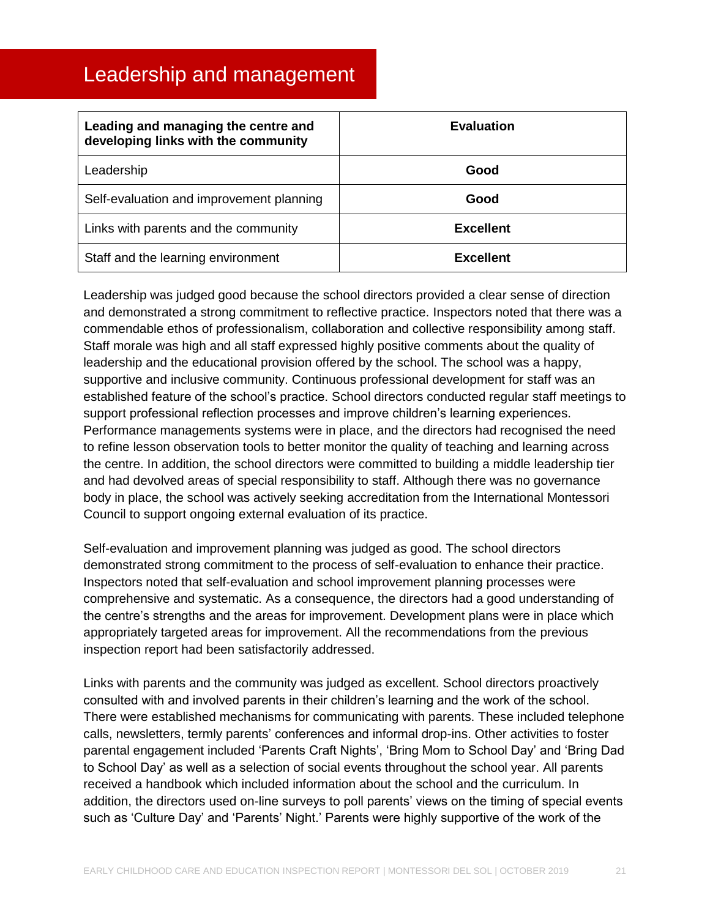# Leadership and management

| Leading and managing the centre and developing links with the community | Evaluation |
|---|---|
| Leadership | **Good** |
| Self-evaluation and improvement planning | **Good** |
| Links with parents and the community | **Excellent** |
| Staff and the learning environment | **Excellent** |

Leadership was judged good because the school directors provided a clear sense of direction and demonstrated a strong commitment to reflective practice. Inspectors noted that there was a commendable ethos of professionalism, collaboration and collective responsibility among staff. Staff morale was high and all staff expressed highly positive comments about the quality of leadership and the educational provision offered by the school. The school was a happy, supportive and inclusive community. Continuous professional development for staff was an established feature of the school's practice. School directors conducted regular staff meetings to support professional reflection processes and improve children's learning experiences. Performance managements systems were in place, and the directors had recognised the need to refine lesson observation tools to better monitor the quality of teaching and learning across the centre. In addition, the school directors were committed to building a middle leadership tier and had devolved areas of special responsibility to staff. Although there was no governance body in place, the school was actively seeking accreditation from the International Montessori Council to support ongoing external evaluation of its practice.

Self-evaluation and improvement planning was judged as good. The school directors demonstrated strong commitment to the process of self-evaluation to enhance their practice. Inspectors noted that self-evaluation and school improvement planning processes were comprehensive and systematic. As a consequence, the directors had a good understanding of the centre's strengths and the areas for improvement. Development plans were in place which appropriately targeted areas for improvement. All the recommendations from the previous inspection report had been satisfactorily addressed.

Links with parents and the community was judged as excellent. School directors proactively consulted with and involved parents in their children's learning and the work of the school. There were established mechanisms for communicating with parents. These included telephone calls, newsletters, termly parents' conferences and informal drop-ins. Other activities to foster parental engagement included 'Parents Craft Nights', 'Bring Mom to School Day' and 'Bring Dad to School Day' as well as a selection of social events throughout the school year. All parents received a handbook which included information about the school and the curriculum. In addition, the directors used on-line surveys to poll parents' views on the timing of special events such as 'Culture Day' and 'Parents' Night.' Parents were highly supportive of the work of the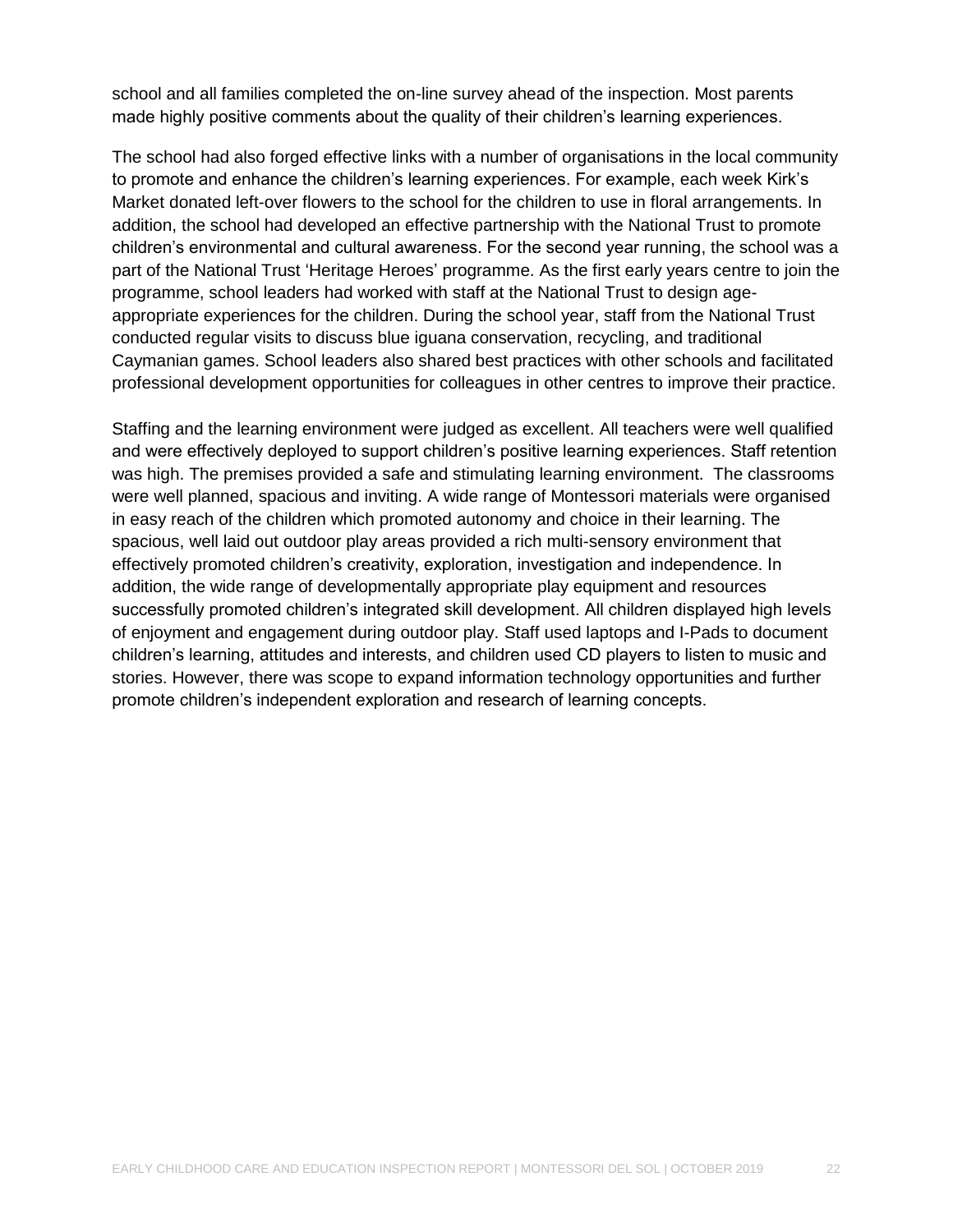school and all families completed the on-line survey ahead of the inspection. Most parents made highly positive comments about the quality of their children's learning experiences.

The school had also forged effective links with a number of organisations in the local community to promote and enhance the children's learning experiences. For example, each week Kirk's Market donated left-over flowers to the school for the children to use in floral arrangements. In addition, the school had developed an effective partnership with the National Trust to promote children's environmental and cultural awareness. For the second year running, the school was a part of the National Trust 'Heritage Heroes' programme. As the first early years centre to join the programme, school leaders had worked with staff at the National Trust to design age-appropriate experiences for the children. During the school year, staff from the National Trust conducted regular visits to discuss blue iguana conservation, recycling, and traditional Caymanian games. School leaders also shared best practices with other schools and facilitated professional development opportunities for colleagues in other centres to improve their practice.

Staffing and the learning environment were judged as excellent. All teachers were well qualified and were effectively deployed to support children's positive learning experiences. Staff retention was high. The premises provided a safe and stimulating learning environment. The classrooms were well planned, spacious and inviting. A wide range of Montessori materials were organised in easy reach of the children which promoted autonomy and choice in their learning. The spacious, well laid out outdoor play areas provided a rich multi-sensory environment that effectively promoted children's creativity, exploration, investigation and independence. In addition, the wide range of developmentally appropriate play equipment and resources successfully promoted children's integrated skill development. All children displayed high levels of enjoyment and engagement during outdoor play. Staff used laptops and I-Pads to document children's learning, attitudes and interests, and children used CD players to listen to music and stories. However, there was scope to expand information technology opportunities and further promote children's independent exploration and research of learning concepts.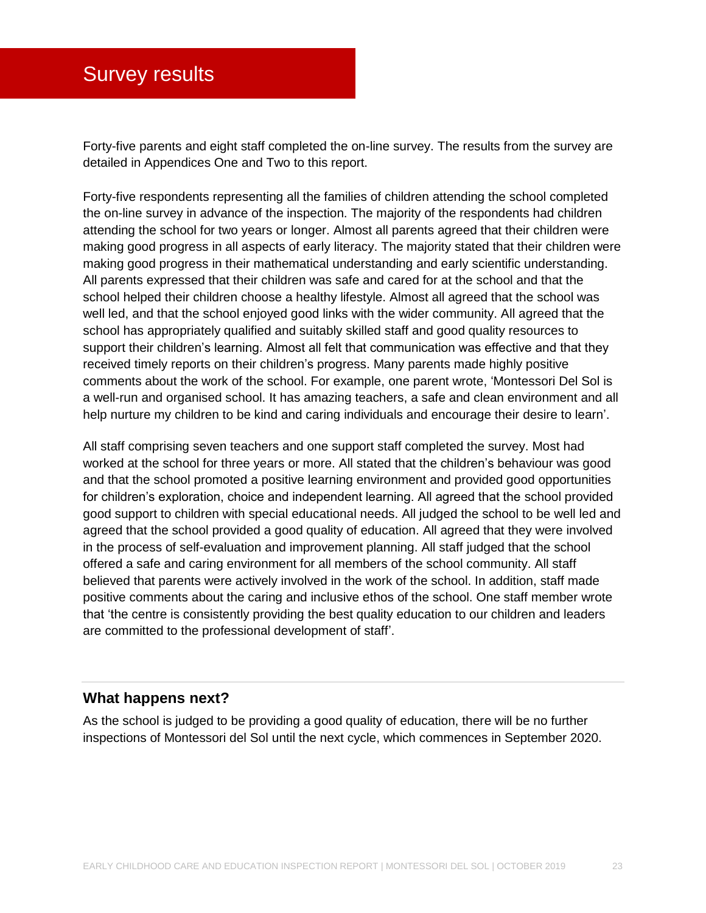# Survey results

Forty-five parents and eight staff completed the on-line survey. The results from the survey are detailed in Appendices One and Two to this report.

Forty-five respondents representing all the families of children attending the school completed the on-line survey in advance of the inspection. The majority of the respondents had children attending the school for two years or longer. Almost all parents agreed that their children were making good progress in all aspects of early literacy. The majority stated that their children were making good progress in their mathematical understanding and early scientific understanding. All parents expressed that their children was safe and cared for at the school and that the school helped their children choose a healthy lifestyle. Almost all agreed that the school was well led, and that the school enjoyed good links with the wider community. All agreed that the school has appropriately qualified and suitably skilled staff and good quality resources to support their children's learning. Almost all felt that communication was effective and that they received timely reports on their children's progress. Many parents made highly positive comments about the work of the school. For example, one parent wrote, 'Montessori Del Sol is a well-run and organised school. It has amazing teachers, a safe and clean environment and all help nurture my children to be kind and caring individuals and encourage their desire to learn'.

All staff comprising seven teachers and one support staff completed the survey. Most had worked at the school for three years or more. All stated that the children's behaviour was good and that the school promoted a positive learning environment and provided good opportunities for children's exploration, choice and independent learning. All agreed that the school provided good support to children with special educational needs. All judged the school to be well led and agreed that the school provided a good quality of education. All agreed that they were involved in the process of self-evaluation and improvement planning. All staff judged that the school offered a safe and caring environment for all members of the school community. All staff believed that parents were actively involved in the work of the school. In addition, staff made positive comments about the caring and inclusive ethos of the school. One staff member wrote that 'the centre is consistently providing the best quality education to our children and leaders are committed to the professional development of staff'.

## What happens next?

As the school is judged to be providing a good quality of education, there will be no further inspections of Montessori del Sol until the next cycle, which commences in September 2020.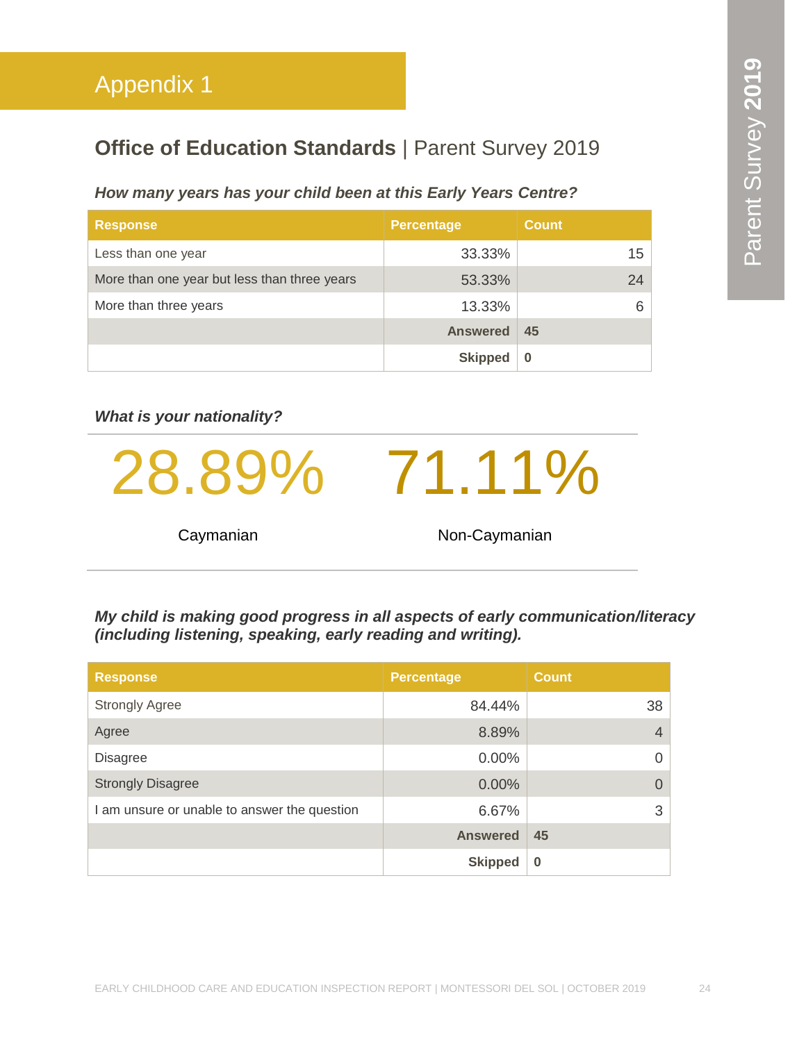# Appendix 1

## **Office of Education Standards** | Parent Survey 2019

***How many years has your child been at this Early Years Centre?***

| Response | Percentage | Count |
|---|---|---|
| Less than one year | 33.33% | 15 |
| More than one year but less than three years | 53.33% | 24 |
| More than three years | 13.33% | 6 |
| | **Answered** | **45** |
| | **Skipped** | **0** |

***What is your nationality?***

| 28.89% | 71.11% |
|---|---|
| Caymanian | Non-Caymanian |

***My child is making good progress in all aspects of early communication/literacy (including listening, speaking, early reading and writing).***

| Response | Percentage | Count |
|---|---|---|
| Strongly Agree | 84.44% | 38 |
| Agree | 8.89% | 4 |
| Disagree | 0.00% | 0 |
| Strongly Disagree | 0.00% | 0 |
| I am unsure or unable to answer the question | 6.67% | 3 |
| | **Answered** | **45** |
| | **Skipped** | **0** |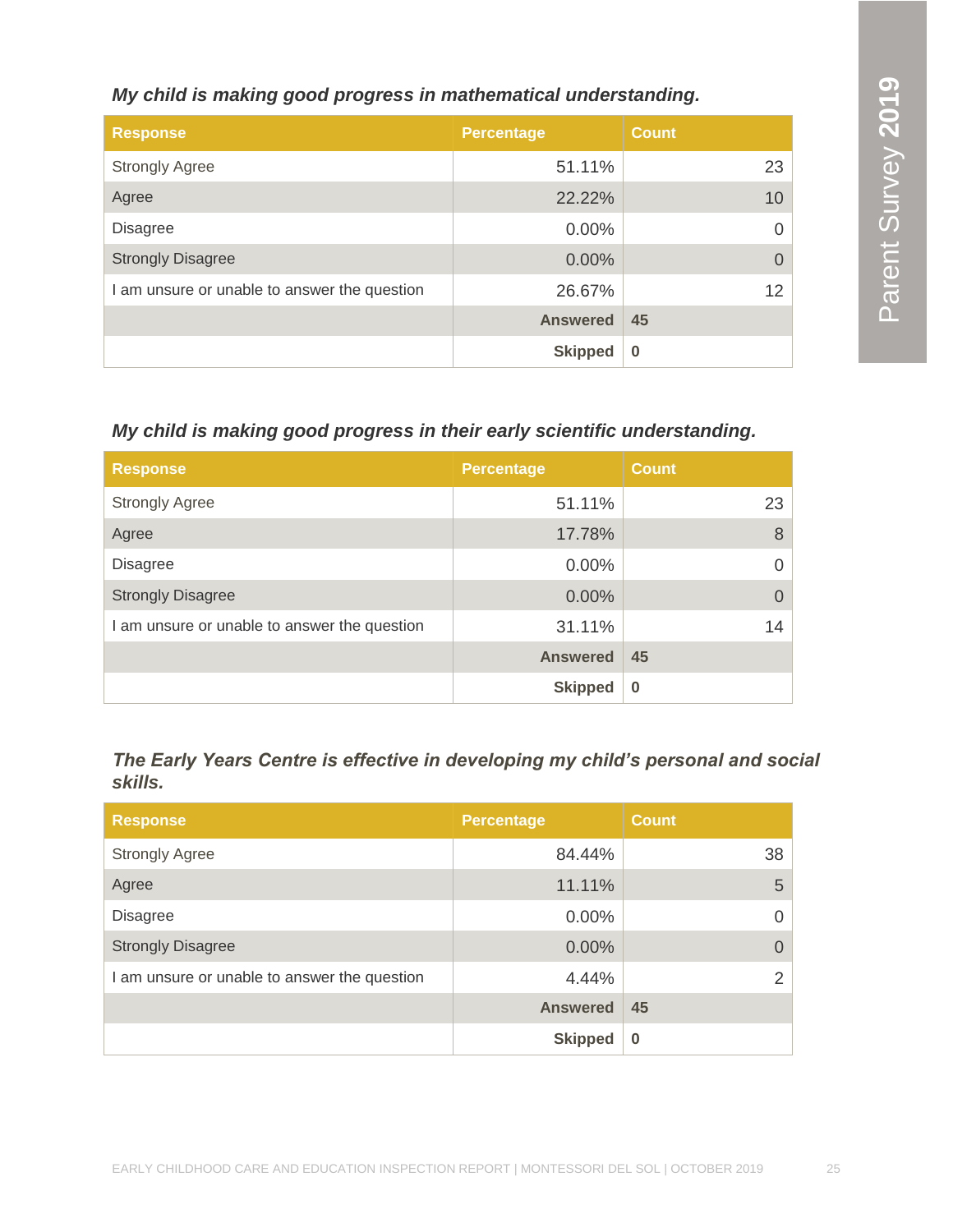***My child is making good progress in mathematical understanding.***

| Response | Percentage | Count |
|---|---|---|
| Strongly Agree | 51.11% | 23 |
| Agree | 22.22% | 10 |
| Disagree | 0.00% | 0 |
| Strongly Disagree | 0.00% | 0 |
| I am unsure or unable to answer the question | 26.67% | 12 |
| | **Answered** | **45** |
| | **Skipped** | **0** |

***My child is making good progress in their early scientific understanding.***

| Response | Percentage | Count |
|---|---|---|
| Strongly Agree | 51.11% | 23 |
| Agree | 17.78% | 8 |
| Disagree | 0.00% | 0 |
| Strongly Disagree | 0.00% | 0 |
| I am unsure or unable to answer the question | 31.11% | 14 |
| | **Answered** | **45** |
| | **Skipped** | **0** |

***The Early Years Centre is effective in developing my child's personal and social skills.***

| Response | Percentage | Count |
|---|---|---|
| Strongly Agree | 84.44% | 38 |
| Agree | 11.11% | 5 |
| Disagree | 0.00% | 0 |
| Strongly Disagree | 0.00% | 0 |
| I am unsure or unable to answer the question | 4.44% | 2 |
| | **Answered** | **45** |
| | **Skipped** | **0** |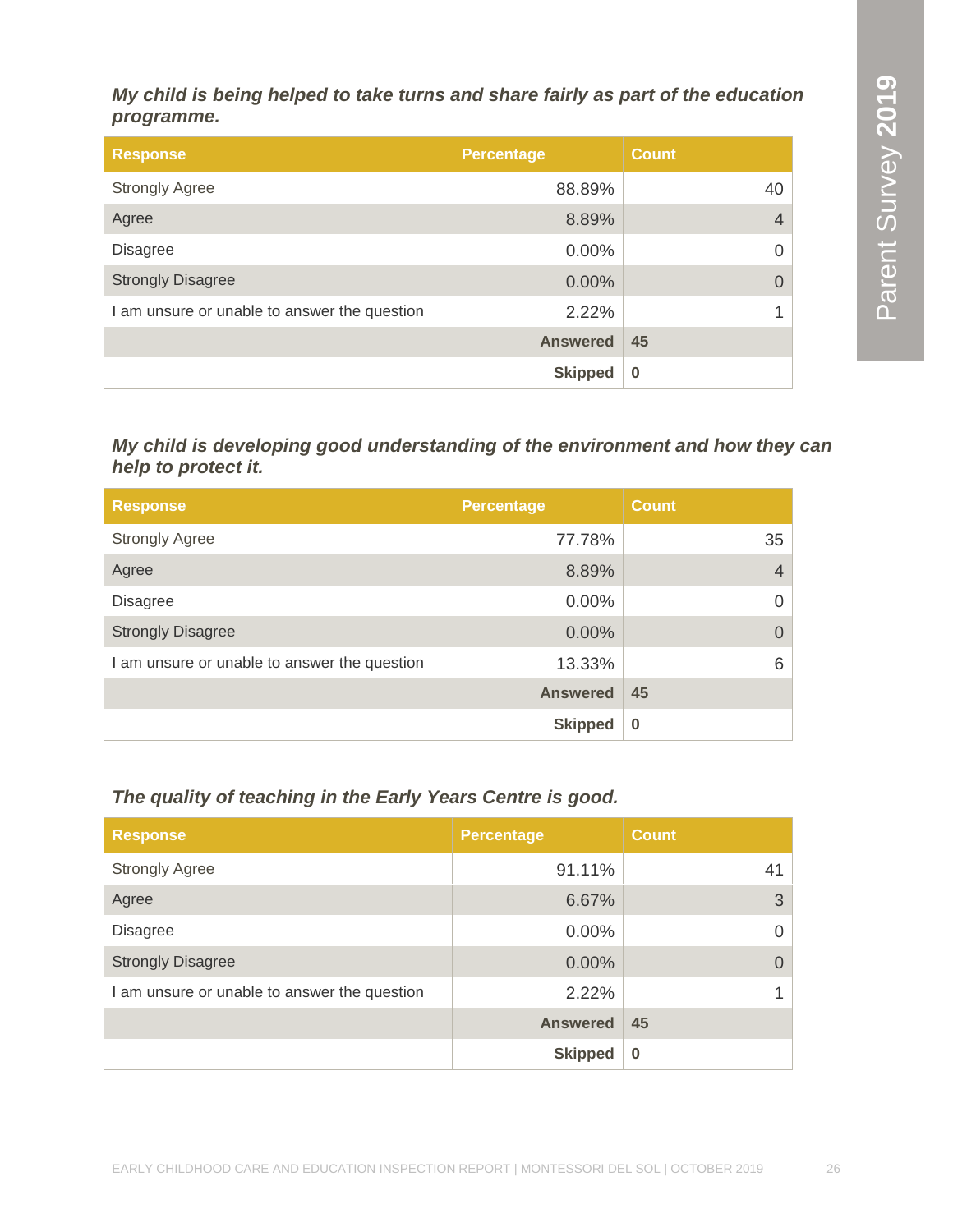***My child is being helped to take turns and share fairly as part of the education programme.***

| Response | Percentage | Count |
|---|---|---|
| Strongly Agree | 88.89% | 40 |
| Agree | 8.89% | 4 |
| Disagree | 0.00% | 0 |
| Strongly Disagree | 0.00% | 0 |
| I am unsure or unable to answer the question | 2.22% | 1 |
| | **Answered** | **45** |
| | **Skipped** | **0** |

***My child is developing good understanding of the environment and how they can help to protect it.***

| Response | Percentage | Count |
|---|---|---|
| Strongly Agree | 77.78% | 35 |
| Agree | 8.89% | 4 |
| Disagree | 0.00% | 0 |
| Strongly Disagree | 0.00% | 0 |
| I am unsure or unable to answer the question | 13.33% | 6 |
| | **Answered** | **45** |
| | **Skipped** | **0** |

***The quality of teaching in the Early Years Centre is good.***

| Response | Percentage | Count |
|---|---|---|
| Strongly Agree | 91.11% | 41 |
| Agree | 6.67% | 3 |
| Disagree | 0.00% | 0 |
| Strongly Disagree | 0.00% | 0 |
| I am unsure or unable to answer the question | 2.22% | 1 |
| | **Answered** | **45** |
| | **Skipped** | **0** |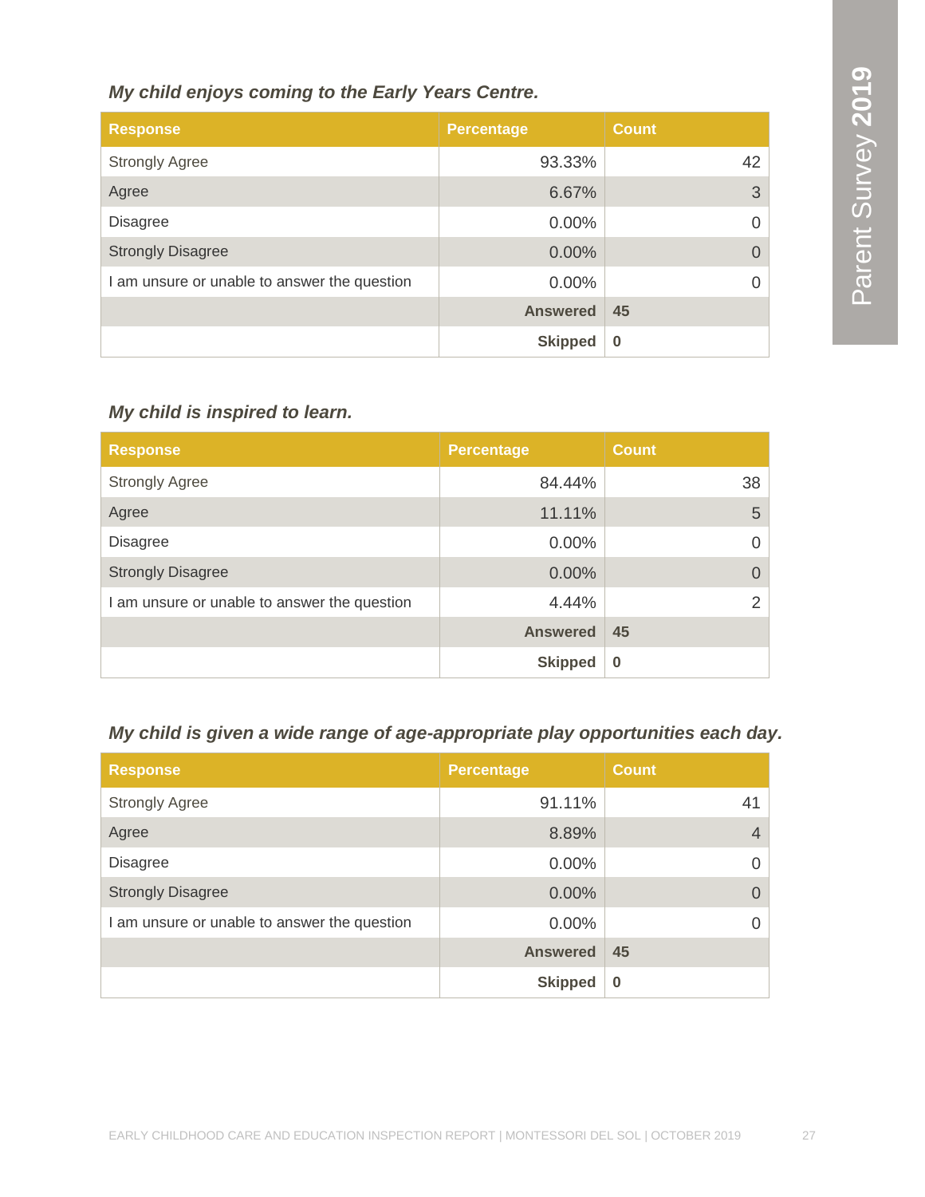### *My child enjoys coming to the Early Years Centre.*

| Response | Percentage | Count |
| --- | --- | --- |
| Strongly Agree | 93.33% | 42 |
| Agree | 6.67% | 3 |
| Disagree | 0.00% | 0 |
| Strongly Disagree | 0.00% | 0 |
| I am unsure or unable to answer the question | 0.00% | 0 |
| | **Answered** | **45** |
| | **Skipped** | **0** |

### *My child is inspired to learn.*

| Response | Percentage | Count |
| --- | --- | --- |
| Strongly Agree | 84.44% | 38 |
| Agree | 11.11% | 5 |
| Disagree | 0.00% | 0 |
| Strongly Disagree | 0.00% | 0 |
| I am unsure or unable to answer the question | 4.44% | 2 |
| | **Answered** | **45** |
| | **Skipped** | **0** |

### *My child is given a wide range of age-appropriate play opportunities each day.*

| Response | Percentage | Count |
| --- | --- | --- |
| Strongly Agree | 91.11% | 41 |
| Agree | 8.89% | 4 |
| Disagree | 0.00% | 0 |
| Strongly Disagree | 0.00% | 0 |
| I am unsure or unable to answer the question | 0.00% | 0 |
| | **Answered** | **45** |
| | **Skipped** | **0** |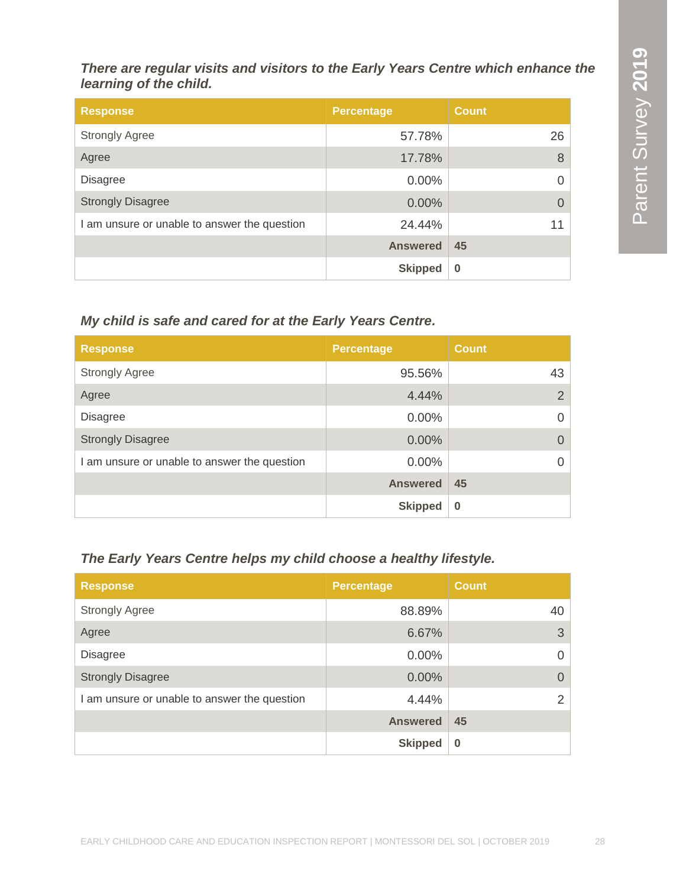***There are regular visits and visitors to the Early Years Centre which enhance the learning of the child.***

| Response | Percentage | Count |
|---|---|---|
| Strongly Agree | 57.78% | 26 |
| Agree | 17.78% | 8 |
| Disagree | 0.00% | 0 |
| Strongly Disagree | 0.00% | 0 |
| I am unsure or unable to answer the question | 24.44% | 11 |
| | **Answered** | **45** |
| | **Skipped** | **0** |

***My child is safe and cared for at the Early Years Centre.***

| Response | Percentage | Count |
|---|---|---|
| Strongly Agree | 95.56% | 43 |
| Agree | 4.44% | 2 |
| Disagree | 0.00% | 0 |
| Strongly Disagree | 0.00% | 0 |
| I am unsure or unable to answer the question | 0.00% | 0 |
| | **Answered** | **45** |
| | **Skipped** | **0** |

***The Early Years Centre helps my child choose a healthy lifestyle.***

| Response | Percentage | Count |
|---|---|---|
| Strongly Agree | 88.89% | 40 |
| Agree | 6.67% | 3 |
| Disagree | 0.00% | 0 |
| Strongly Disagree | 0.00% | 0 |
| I am unsure or unable to answer the question | 4.44% | 2 |
| | **Answered** | **45** |
| | **Skipped** | **0** |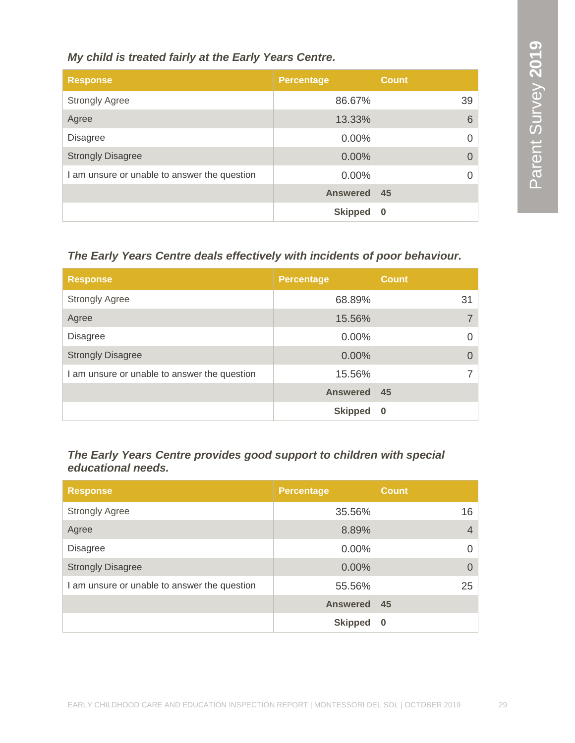### *My child is treated fairly at the Early Years Centre.*

| Response | Percentage | Count |
|---|---|---|
| Strongly Agree | 86.67% | 39 |
| Agree | 13.33% | 6 |
| Disagree | 0.00% | 0 |
| Strongly Disagree | 0.00% | 0 |
| I am unsure or unable to answer the question | 0.00% | 0 |
| | **Answered** | **45** |
| | **Skipped** | **0** |

### *The Early Years Centre deals effectively with incidents of poor behaviour.*

| Response | Percentage | Count |
|---|---|---|
| Strongly Agree | 68.89% | 31 |
| Agree | 15.56% | 7 |
| Disagree | 0.00% | 0 |
| Strongly Disagree | 0.00% | 0 |
| I am unsure or unable to answer the question | 15.56% | 7 |
| | **Answered** | **45** |
| | **Skipped** | **0** |

### *The Early Years Centre provides good support to children with special educational needs.*

| Response | Percentage | Count |
|---|---|---|
| Strongly Agree | 35.56% | 16 |
| Agree | 8.89% | 4 |
| Disagree | 0.00% | 0 |
| Strongly Disagree | 0.00% | 0 |
| I am unsure or unable to answer the question | 55.56% | 25 |
| | **Answered** | **45** |
| | **Skipped** | **0** |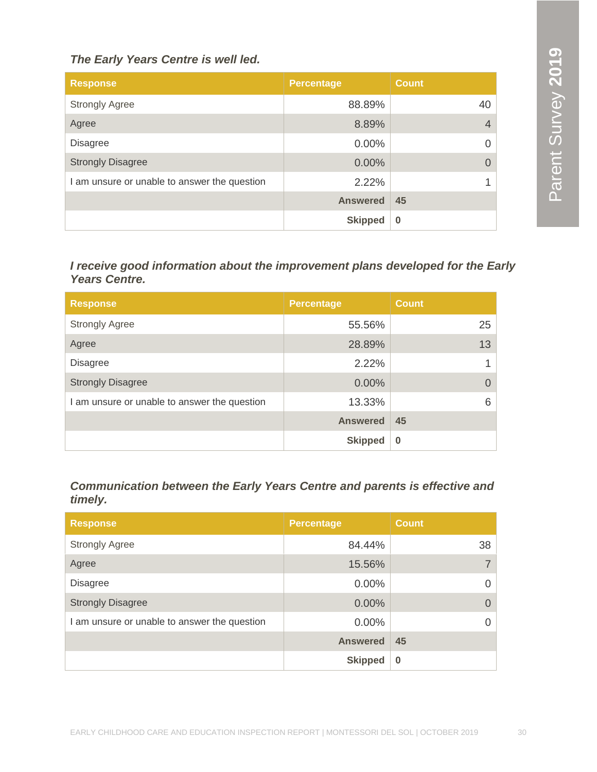*The Early Years Centre is well led.*

| Response | Percentage | Count |
|---|---|---|
| Strongly Agree | 88.89% | 40 |
| Agree | 8.89% | 4 |
| Disagree | 0.00% | 0 |
| Strongly Disagree | 0.00% | 0 |
| I am unsure or unable to answer the question | 2.22% | 1 |
| | **Answered** | **45** |
| | **Skipped** | **0** |

*I receive good information about the improvement plans developed for the Early Years Centre.*

| Response | Percentage | Count |
|---|---|---|
| Strongly Agree | 55.56% | 25 |
| Agree | 28.89% | 13 |
| Disagree | 2.22% | 1 |
| Strongly Disagree | 0.00% | 0 |
| I am unsure or unable to answer the question | 13.33% | 6 |
| | **Answered** | **45** |
| | **Skipped** | **0** |

*Communication between the Early Years Centre and parents is effective and timely.*

| Response | Percentage | Count |
|---|---|---|
| Strongly Agree | 84.44% | 38 |
| Agree | 15.56% | 7 |
| Disagree | 0.00% | 0 |
| Strongly Disagree | 0.00% | 0 |
| I am unsure or unable to answer the question | 0.00% | 0 |
| | **Answered** | **45** |
| | **Skipped** | **0** |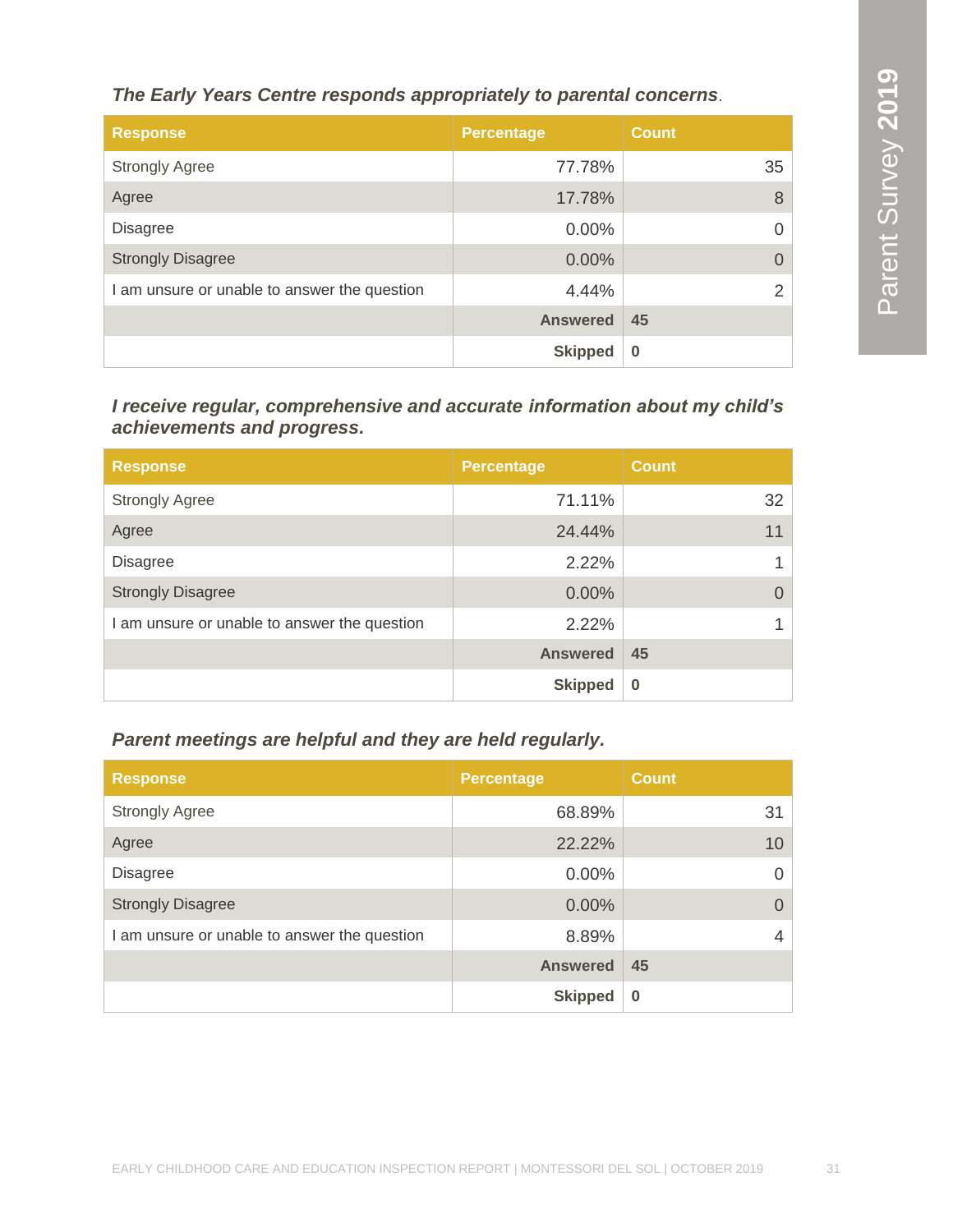*The Early Years Centre responds appropriately to parental concerns*.

| Response | Percentage | Count |
|---|---|---|
| Strongly Agree | 77.78% | 35 |
| Agree | 17.78% | 8 |
| Disagree | 0.00% | 0 |
| Strongly Disagree | 0.00% | 0 |
| I am unsure or unable to answer the question | 4.44% | 2 |
| | **Answered** | **45** |
| | **Skipped** | **0** |

***I receive regular, comprehensive and accurate information about my child's achievements and progress.***

| Response | Percentage | Count |
|---|---|---|
| Strongly Agree | 71.11% | 32 |
| Agree | 24.44% | 11 |
| Disagree | 2.22% | 1 |
| Strongly Disagree | 0.00% | 0 |
| I am unsure or unable to answer the question | 2.22% | 1 |
| | **Answered** | **45** |
| | **Skipped** | **0** |

***Parent meetings are helpful and they are held regularly.***

| Response | Percentage | Count |
|---|---|---|
| Strongly Agree | 68.89% | 31 |
| Agree | 22.22% | 10 |
| Disagree | 0.00% | 0 |
| Strongly Disagree | 0.00% | 0 |
| I am unsure or unable to answer the question | 8.89% | 4 |
| | **Answered** | **45** |
| | **Skipped** | **0** |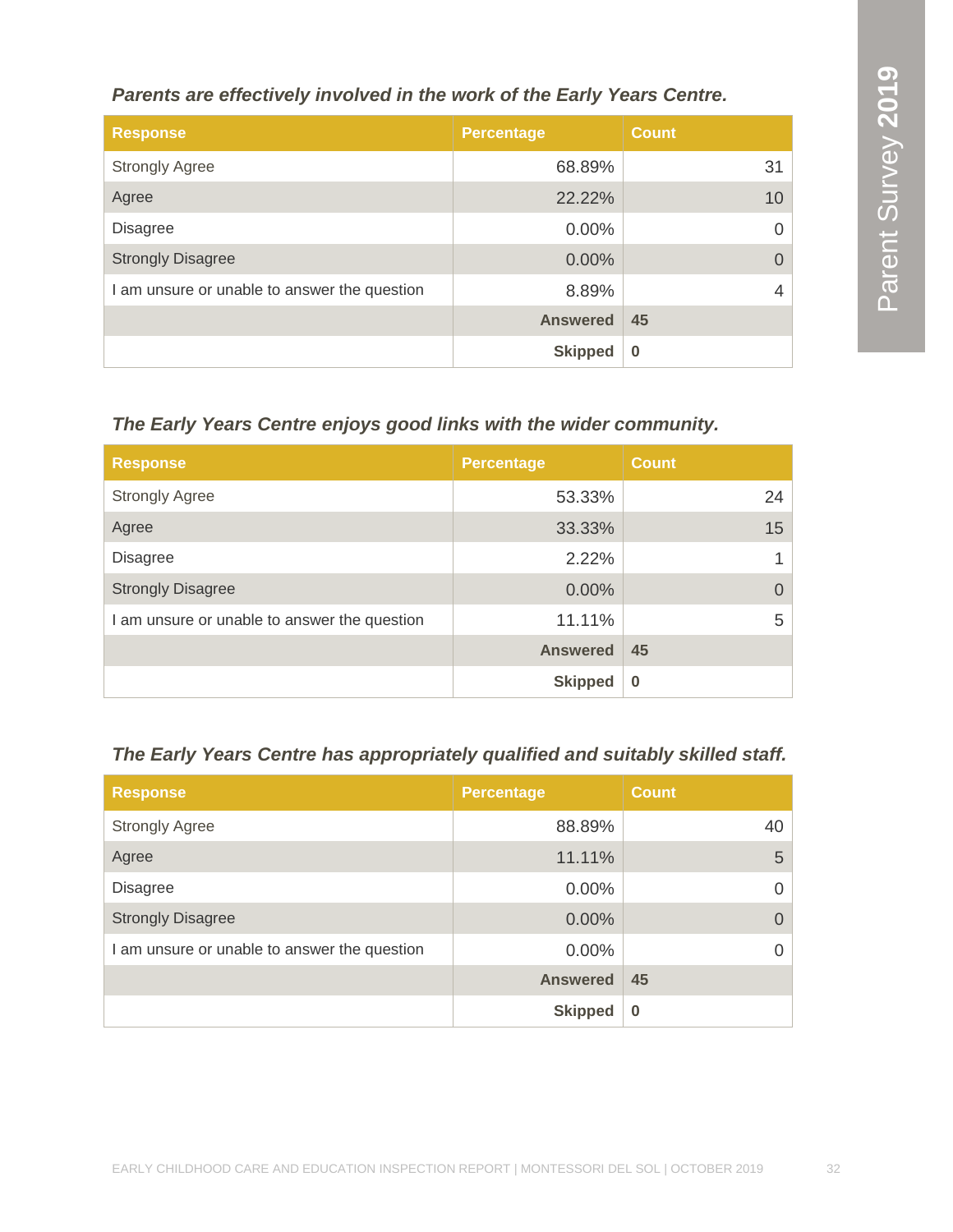*Parents are effectively involved in the work of the Early Years Centre.*

| Response | Percentage | Count |
|---|---|---|
| Strongly Agree | 68.89% | 31 |
| Agree | 22.22% | 10 |
| Disagree | 0.00% | 0 |
| Strongly Disagree | 0.00% | 0 |
| I am unsure or unable to answer the question | 8.89% | 4 |
| | **Answered** | **45** |
| | **Skipped** | **0** |

*The Early Years Centre enjoys good links with the wider community.*

| Response | Percentage | Count |
|---|---|---|
| Strongly Agree | 53.33% | 24 |
| Agree | 33.33% | 15 |
| Disagree | 2.22% | 1 |
| Strongly Disagree | 0.00% | 0 |
| I am unsure or unable to answer the question | 11.11% | 5 |
| | **Answered** | **45** |
| | **Skipped** | **0** |

*The Early Years Centre has appropriately qualified and suitably skilled staff.*

| Response | Percentage | Count |
|---|---|---|
| Strongly Agree | 88.89% | 40 |
| Agree | 11.11% | 5 |
| Disagree | 0.00% | 0 |
| Strongly Disagree | 0.00% | 0 |
| I am unsure or unable to answer the question | 0.00% | 0 |
| | **Answered** | **45** |
| | **Skipped** | **0** |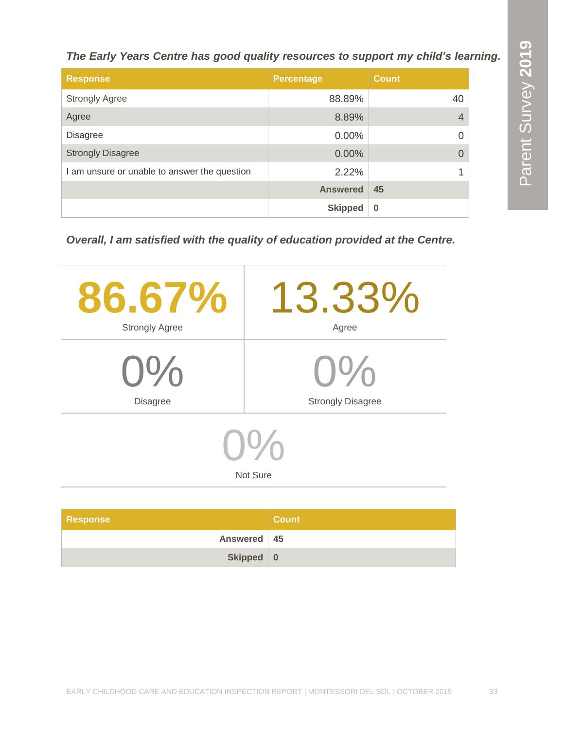***The Early Years Centre has good quality resources to support my child's learning.***

| Response | Percentage | Count |
|---|---|---|
| Strongly Agree | 88.89% | 40 |
| Agree | 8.89% | 4 |
| Disagree | 0.00% | 0 |
| Strongly Disagree | 0.00% | 0 |
| I am unsure or unable to answer the question | 2.22% | 1 |
| | **Answered** | **45** |
| | **Skipped** | **0** |

***Overall, I am satisfied with the quality of education provided at the Centre.***

| | |
|---|---|
| **86.67%** Strongly Agree | **13.33%** Agree |
| **0%** Disagree | **0%** Strongly Disagree |
| **0%** Not Sure | |

| Response | Count |
|---|---|
| **Answered** | **45** |
| **Skipped** | **0** |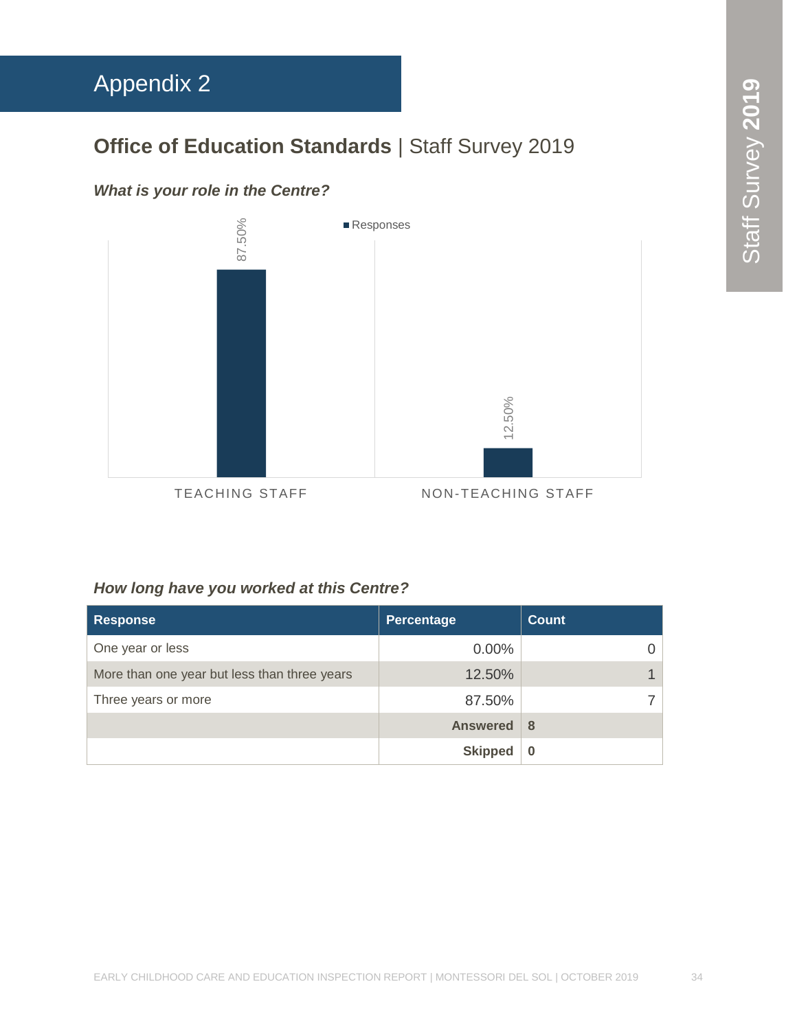# Appendix 2

## **Office of Education Standards** | Staff Survey 2019

***What is your role in the Centre?***

| Response | Responses |
|---|---|
| TEACHING STAFF | 87.50% |
| NON-TEACHING STAFF | 12.50% |

***How long have you worked at this Centre?***

| Response | Percentage | Count |
|---|---|---|
| One year or less | 0.00% | 0 |
| More than one year but less than three years | 12.50% | 1 |
| Three years or more | 87.50% | 7 |
| | **Answered** | **8** |
| | **Skipped** | **0** |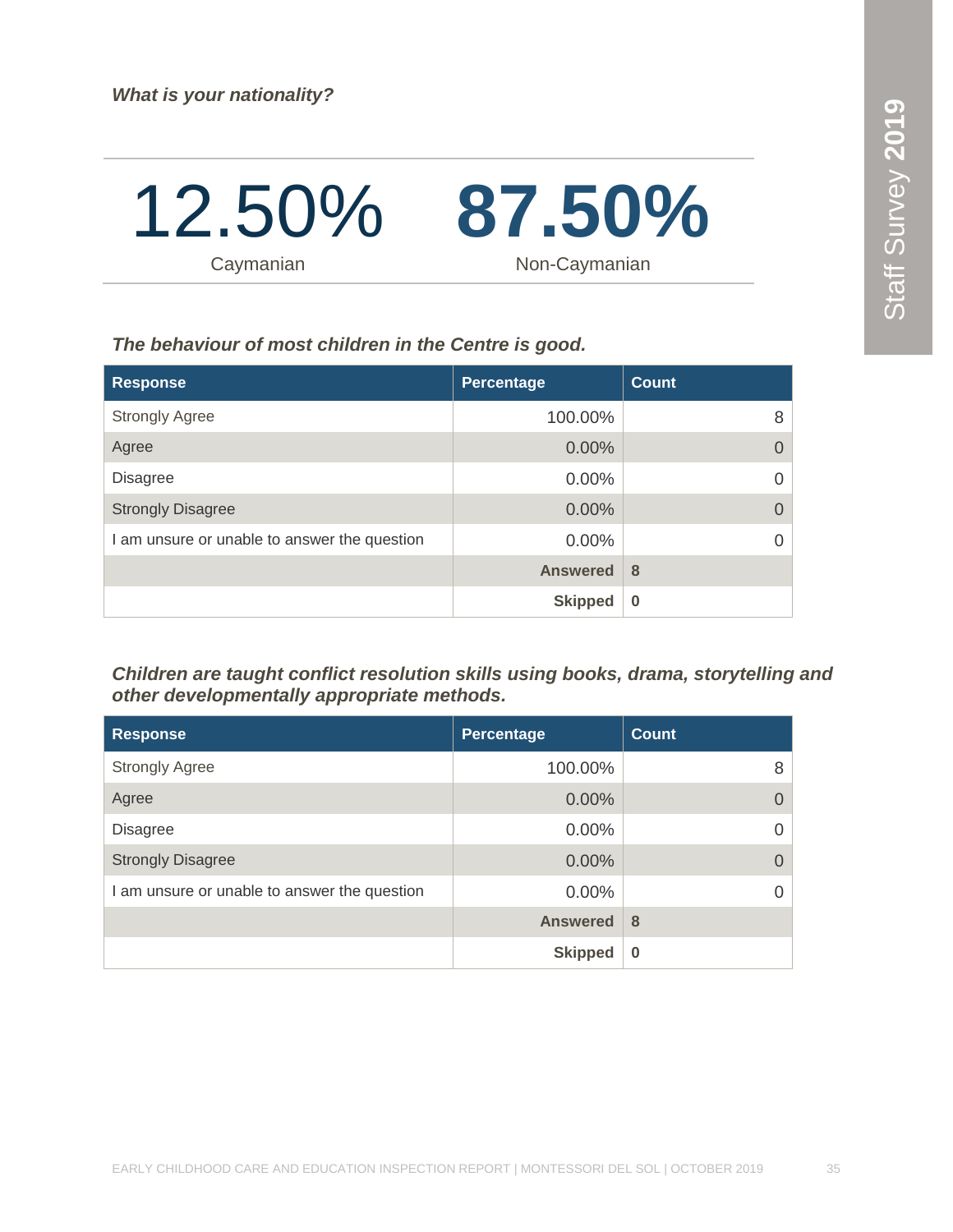***What is your nationality?***

| 12.50% | 87.50% |
|---|---|
| Caymanian | Non-Caymanian |

***The behaviour of most children in the Centre is good.***

| Response | Percentage | Count |
|---|---|---|
| Strongly Agree | 100.00% | 8 |
| Agree | 0.00% | 0 |
| Disagree | 0.00% | 0 |
| Strongly Disagree | 0.00% | 0 |
| I am unsure or unable to answer the question | 0.00% | 0 |
| | **Answered** | **8** |
| | **Skipped** | **0** |

***Children are taught conflict resolution skills using books, drama, storytelling and other developmentally appropriate methods.***

| Response | Percentage | Count |
|---|---|---|
| Strongly Agree | 100.00% | 8 |
| Agree | 0.00% | 0 |
| Disagree | 0.00% | 0 |
| Strongly Disagree | 0.00% | 0 |
| I am unsure or unable to answer the question | 0.00% | 0 |
| | **Answered** | **8** |
| | **Skipped** | **0** |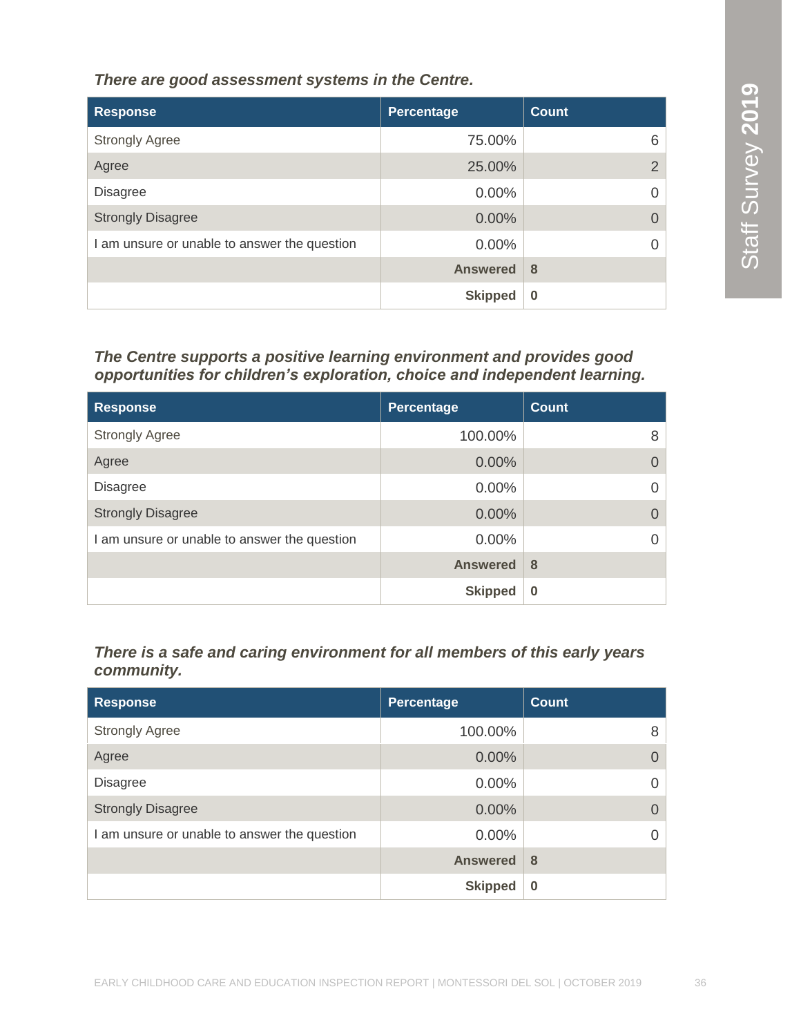***There are good assessment systems in the Centre.***

| Response | Percentage | Count |
|---|---|---|
| Strongly Agree | 75.00% | 6 |
| Agree | 25.00% | 2 |
| Disagree | 0.00% | 0 |
| Strongly Disagree | 0.00% | 0 |
| I am unsure or unable to answer the question | 0.00% | 0 |
| | **Answered** | **8** |
| | **Skipped** | **0** |

***The Centre supports a positive learning environment and provides good opportunities for children's exploration, choice and independent learning.***

| Response | Percentage | Count |
|---|---|---|
| Strongly Agree | 100.00% | 8 |
| Agree | 0.00% | 0 |
| Disagree | 0.00% | 0 |
| Strongly Disagree | 0.00% | 0 |
| I am unsure or unable to answer the question | 0.00% | 0 |
| | **Answered** | **8** |
| | **Skipped** | **0** |

***There is a safe and caring environment for all members of this early years community.***

| Response | Percentage | Count |
|---|---|---|
| Strongly Agree | 100.00% | 8 |
| Agree | 0.00% | 0 |
| Disagree | 0.00% | 0 |
| Strongly Disagree | 0.00% | 0 |
| I am unsure or unable to answer the question | 0.00% | 0 |
| | **Answered** | **8** |
| | **Skipped** | **0** |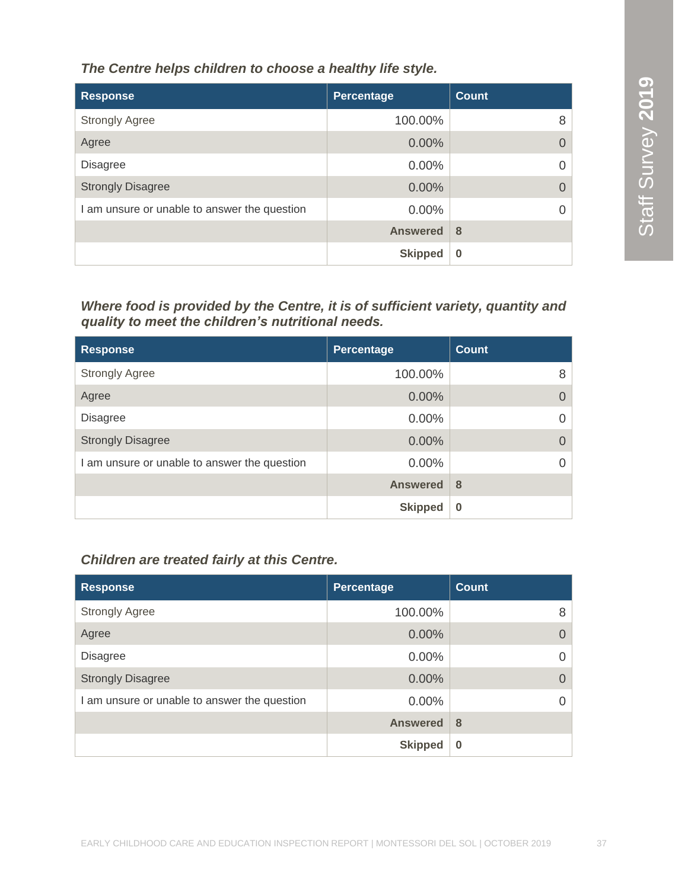*The Centre helps children to choose a healthy life style.*

| Response | Percentage | Count |
|---|---|---|
| Strongly Agree | 100.00% | 8 |
| Agree | 0.00% | 0 |
| Disagree | 0.00% | 0 |
| Strongly Disagree | 0.00% | 0 |
| I am unsure or unable to answer the question | 0.00% | 0 |
| | **Answered** | **8** |
| | **Skipped** | **0** |

*Where food is provided by the Centre, it is of sufficient variety, quantity and quality to meet the children's nutritional needs.*

| Response | Percentage | Count |
|---|---|---|
| Strongly Agree | 100.00% | 8 |
| Agree | 0.00% | 0 |
| Disagree | 0.00% | 0 |
| Strongly Disagree | 0.00% | 0 |
| I am unsure or unable to answer the question | 0.00% | 0 |
| | **Answered** | **8** |
| | **Skipped** | **0** |

*Children are treated fairly at this Centre.*

| Response | Percentage | Count |
|---|---|---|
| Strongly Agree | 100.00% | 8 |
| Agree | 0.00% | 0 |
| Disagree | 0.00% | 0 |
| Strongly Disagree | 0.00% | 0 |
| I am unsure or unable to answer the question | 0.00% | 0 |
| | **Answered** | **8** |
| | **Skipped** | **0** |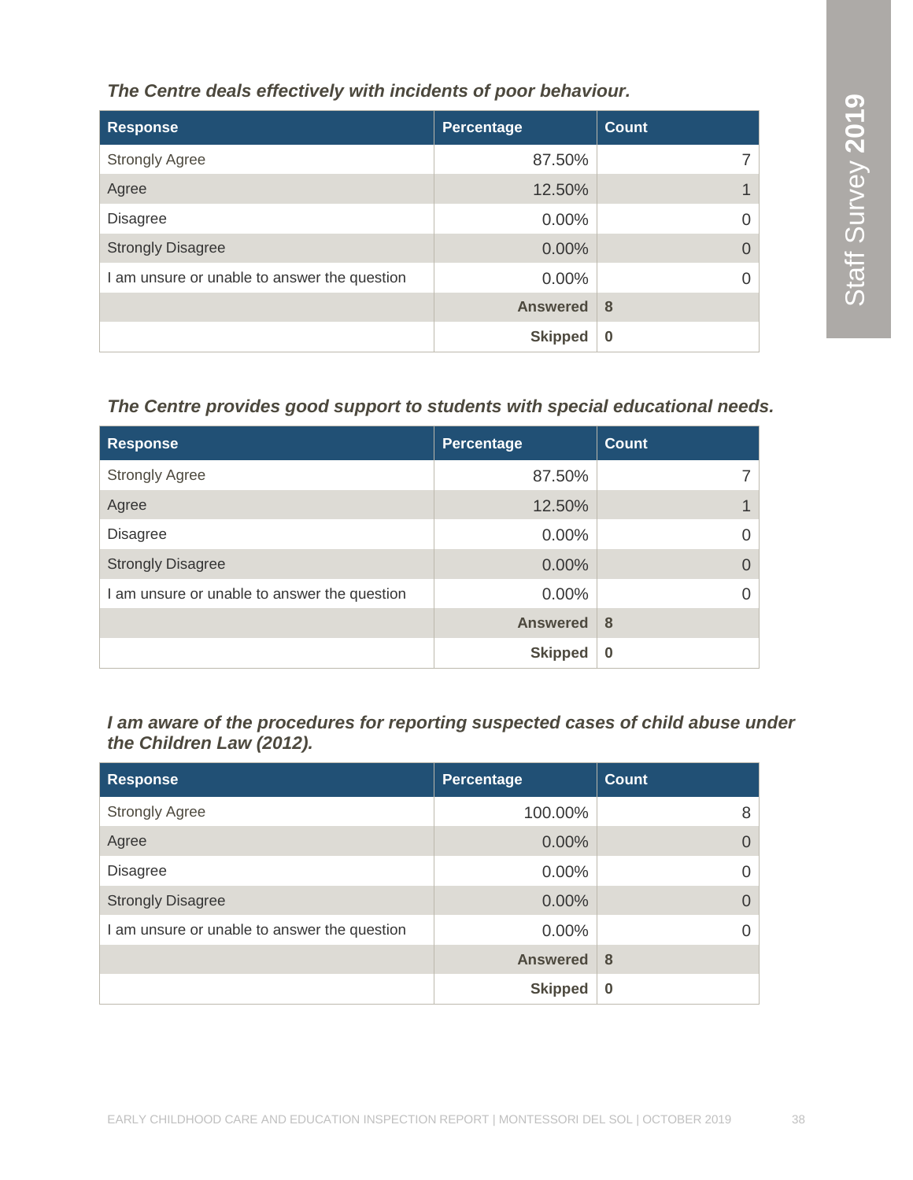***The Centre deals effectively with incidents of poor behaviour.***

| Response | Percentage | Count |
|---|---|---|
| Strongly Agree | 87.50% | 7 |
| Agree | 12.50% | 1 |
| Disagree | 0.00% | 0 |
| Strongly Disagree | 0.00% | 0 |
| I am unsure or unable to answer the question | 0.00% | 0 |
| | **Answered** | **8** |
| | **Skipped** | **0** |

***The Centre provides good support to students with special educational needs.***

| Response | Percentage | Count |
|---|---|---|
| Strongly Agree | 87.50% | 7 |
| Agree | 12.50% | 1 |
| Disagree | 0.00% | 0 |
| Strongly Disagree | 0.00% | 0 |
| I am unsure or unable to answer the question | 0.00% | 0 |
| | **Answered** | **8** |
| | **Skipped** | **0** |

***I am aware of the procedures for reporting suspected cases of child abuse under the Children Law (2012).***

| Response | Percentage | Count |
|---|---|---|
| Strongly Agree | 100.00% | 8 |
| Agree | 0.00% | 0 |
| Disagree | 0.00% | 0 |
| Strongly Disagree | 0.00% | 0 |
| I am unsure or unable to answer the question | 0.00% | 0 |
| | **Answered** | **8** |
| | **Skipped** | **0** |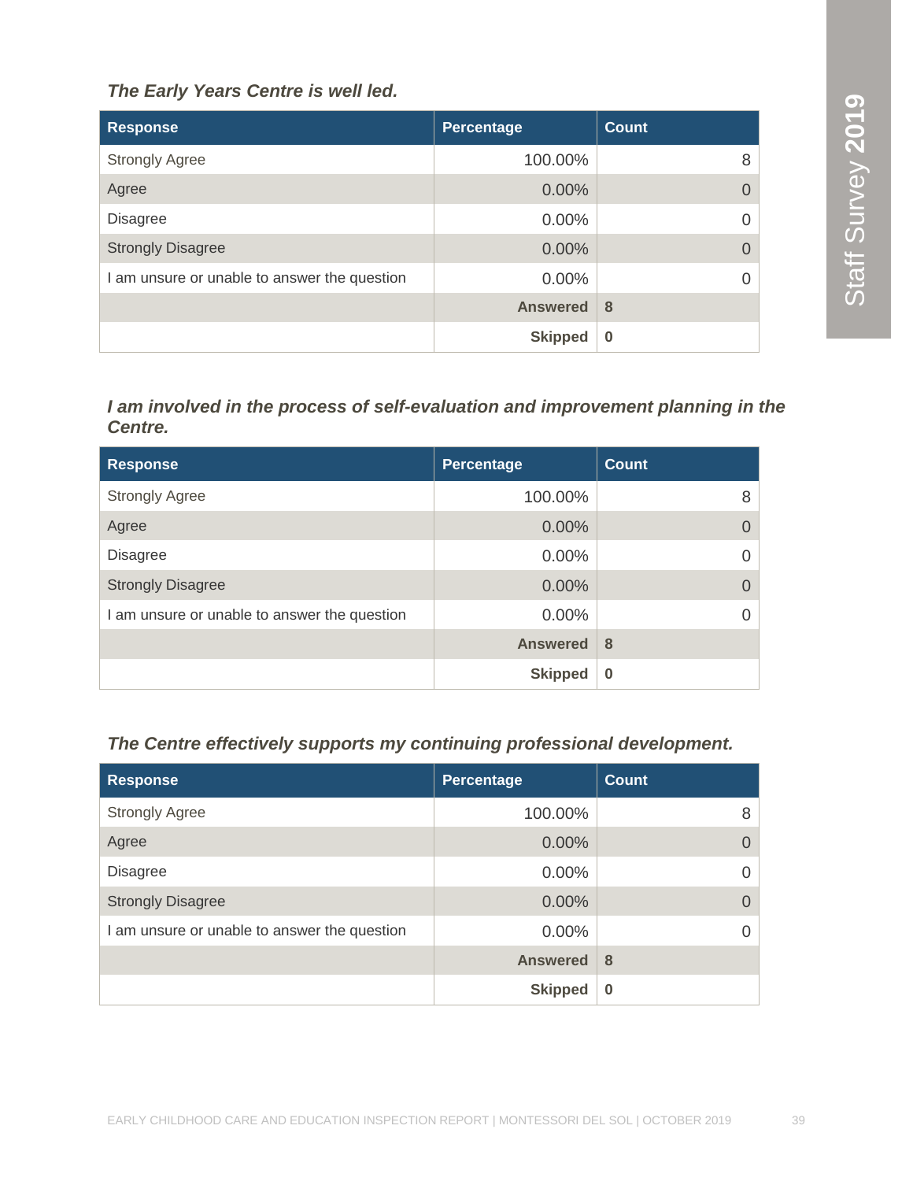*The Early Years Centre is well led.*

| Response | Percentage | Count |
|---|---|---|
| Strongly Agree | 100.00% | 8 |
| Agree | 0.00% | 0 |
| Disagree | 0.00% | 0 |
| Strongly Disagree | 0.00% | 0 |
| I am unsure or unable to answer the question | 0.00% | 0 |
| | **Answered** | **8** |
| | **Skipped** | **0** |

*I am involved in the process of self-evaluation and improvement planning in the Centre.*

| Response | Percentage | Count |
|---|---|---|
| Strongly Agree | 100.00% | 8 |
| Agree | 0.00% | 0 |
| Disagree | 0.00% | 0 |
| Strongly Disagree | 0.00% | 0 |
| I am unsure or unable to answer the question | 0.00% | 0 |
| | **Answered** | **8** |
| | **Skipped** | **0** |

*The Centre effectively supports my continuing professional development.*

| Response | Percentage | Count |
|---|---|---|
| Strongly Agree | 100.00% | 8 |
| Agree | 0.00% | 0 |
| Disagree | 0.00% | 0 |
| Strongly Disagree | 0.00% | 0 |
| I am unsure or unable to answer the question | 0.00% | 0 |
| | **Answered** | **8** |
| | **Skipped** | **0** |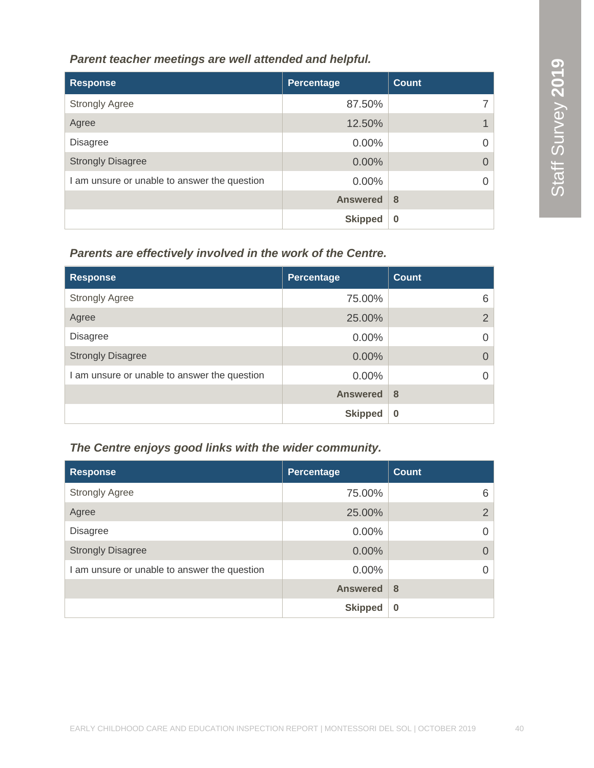*Parent teacher meetings are well attended and helpful.*

| Response | Percentage | Count |
|---|---|---|
| Strongly Agree | 87.50% | 7 |
| Agree | 12.50% | 1 |
| Disagree | 0.00% | 0 |
| Strongly Disagree | 0.00% | 0 |
| I am unsure or unable to answer the question | 0.00% | 0 |
| | **Answered** | **8** |
| | **Skipped** | **0** |

*Parents are effectively involved in the work of the Centre.*

| Response | Percentage | Count |
|---|---|---|
| Strongly Agree | 75.00% | 6 |
| Agree | 25.00% | 2 |
| Disagree | 0.00% | 0 |
| Strongly Disagree | 0.00% | 0 |
| I am unsure or unable to answer the question | 0.00% | 0 |
| | **Answered** | **8** |
| | **Skipped** | **0** |

*The Centre enjoys good links with the wider community.*

| Response | Percentage | Count |
|---|---|---|
| Strongly Agree | 75.00% | 6 |
| Agree | 25.00% | 2 |
| Disagree | 0.00% | 0 |
| Strongly Disagree | 0.00% | 0 |
| I am unsure or unable to answer the question | 0.00% | 0 |
| | **Answered** | **8** |
| | **Skipped** | **0** |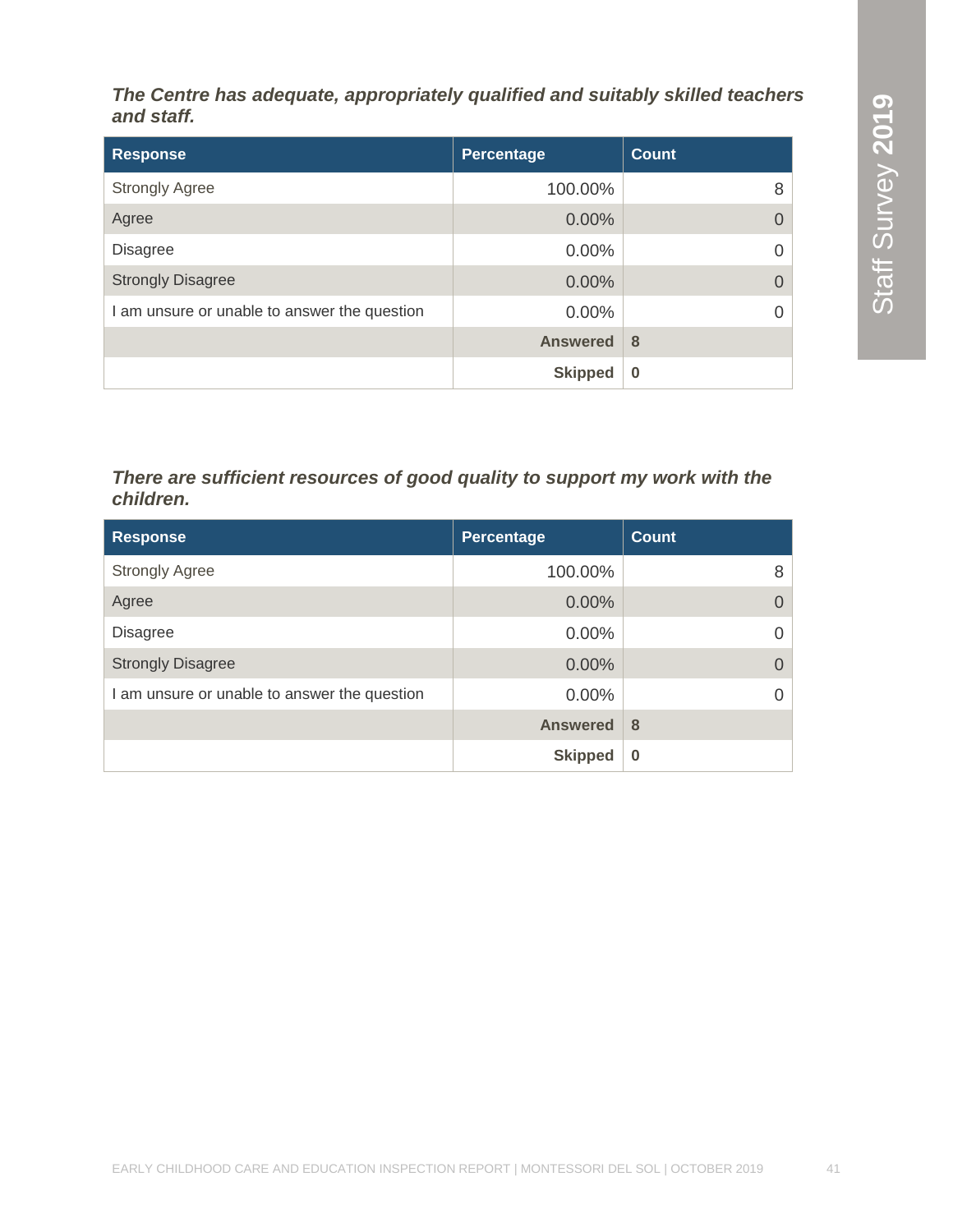***The Centre has adequate, appropriately qualified and suitably skilled teachers and staff.***

| Response | Percentage | Count |
|---|---|---|
| Strongly Agree | 100.00% | 8 |
| Agree | 0.00% | 0 |
| Disagree | 0.00% | 0 |
| Strongly Disagree | 0.00% | 0 |
| I am unsure or unable to answer the question | 0.00% | 0 |
| | **Answered** | **8** |
| | **Skipped** | **0** |

***There are sufficient resources of good quality to support my work with the children.***

| Response | Percentage | Count |
|---|---|---|
| Strongly Agree | 100.00% | 8 |
| Agree | 0.00% | 0 |
| Disagree | 0.00% | 0 |
| Strongly Disagree | 0.00% | 0 |
| I am unsure or unable to answer the question | 0.00% | 0 |
| | **Answered** | **8** |
| | **Skipped** | **0** |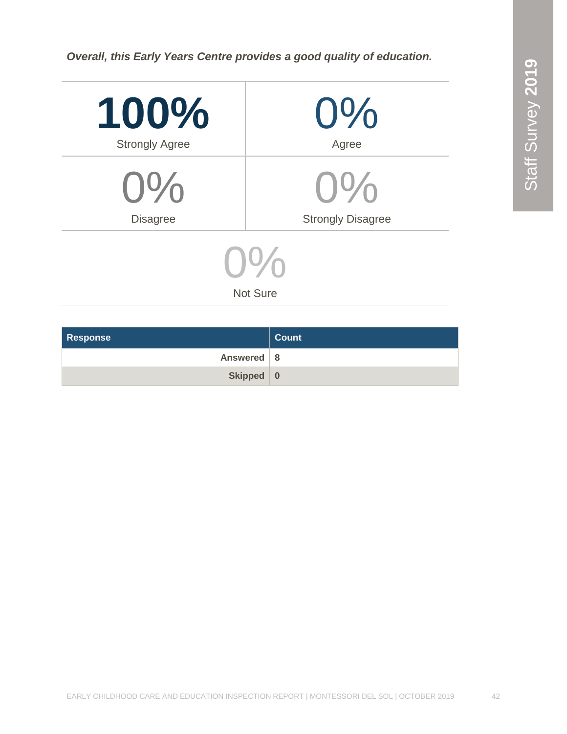***Overall, this Early Years Centre provides a good quality of education.***

| | |
|---|---|
| **100%** Strongly Agree | 0% Agree |
| 0% Disagree | 0% Strongly Disagree |
| 0% Not Sure | |

| Response | Count |
|---|---|
| **Answered** | **8** |
| **Skipped** | **0** |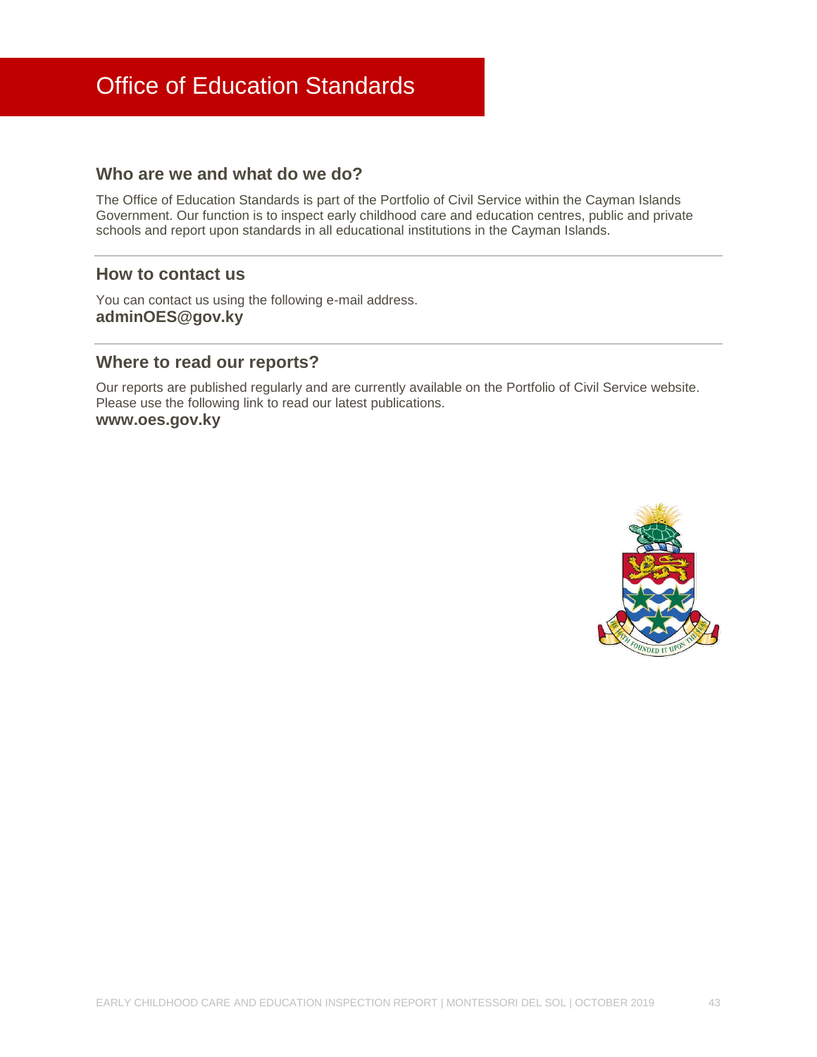# Office of Education Standards

## Who are we and what do we do?

The Office of Education Standards is part of the Portfolio of Civil Service within the Cayman Islands Government. Our function is to inspect early childhood care and education centres, public and private schools and report upon standards in all educational institutions in the Cayman Islands.

## How to contact us

You can contact us using the following e-mail address.
**adminOES@gov.ky**

## Where to read our reports?

Our reports are published regularly and are currently available on the Portfolio of Civil Service website. Please use the following link to read our latest publications.
**www.oes.gov.ky**